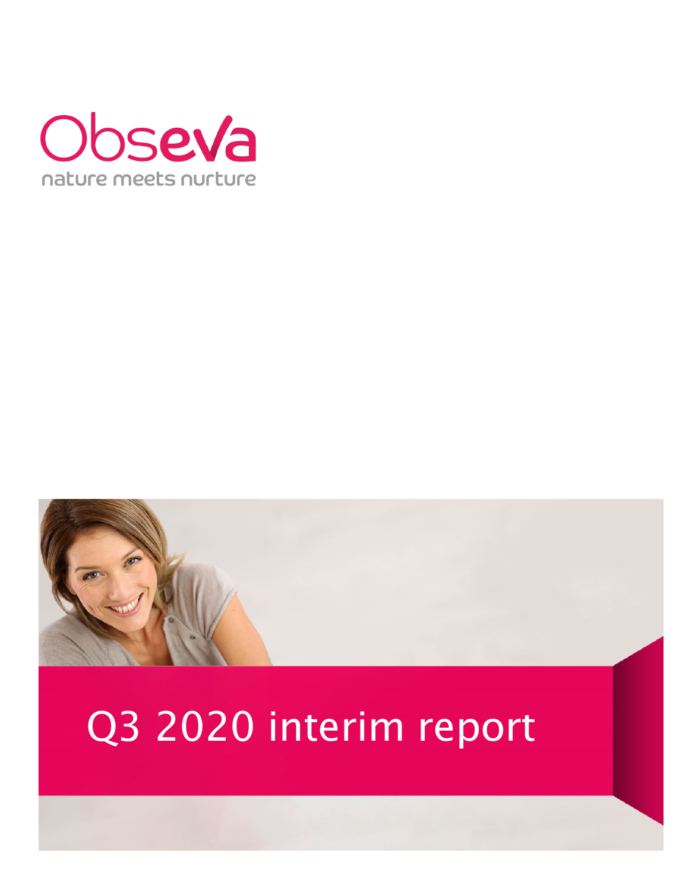ObsEva

nature meets nurture

# Q3 2020 interim report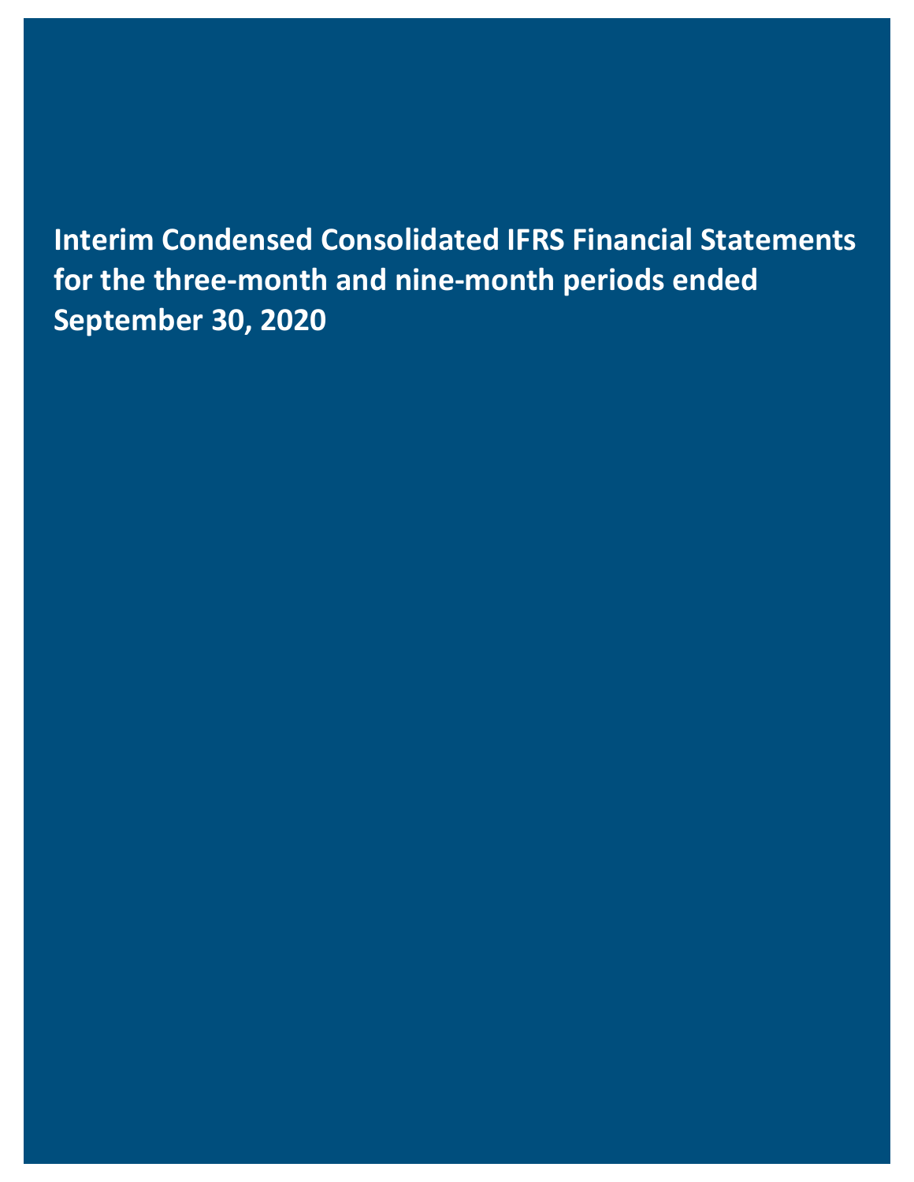# Interim Condensed Consolidated IFRS Financial Statements for the three-month and nine-month periods ended September 30, 2020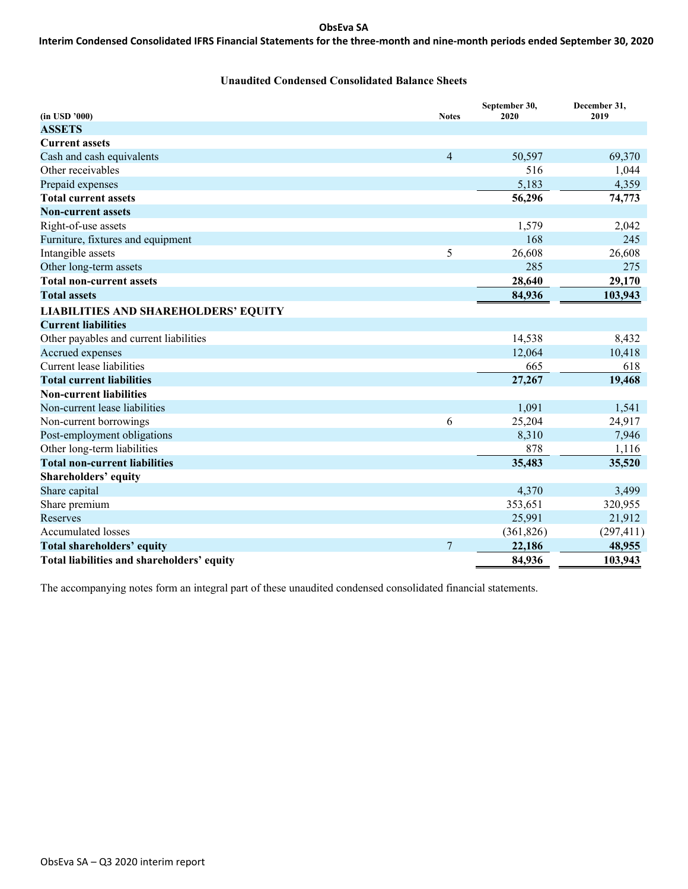## Unaudited Condensed Consolidated Balance Sheets

| (in USD '000) | Notes | September 30, 2020 | December 31, 2019 |
|---|---|---|---|
| **ASSETS** | | | |
| **Current assets** | | | |
| Cash and cash equivalents | 4 | 50,597 | 69,370 |
| Other receivables | | 516 | 1,044 |
| Prepaid expenses | | 5,183 | 4,359 |
| **Total current assets** | | **56,296** | **74,773** |
| **Non-current assets** | | | |
| Right-of-use assets | | 1,579 | 2,042 |
| Furniture, fixtures and equipment | | 168 | 245 |
| Intangible assets | 5 | 26,608 | 26,608 |
| Other long-term assets | | 285 | 275 |
| **Total non-current assets** | | **28,640** | **29,170** |
| **Total assets** | | **84,936** | **103,943** |
| **LIABILITIES AND SHAREHOLDERS' EQUITY** | | | |
| **Current liabilities** | | | |
| Other payables and current liabilities | | 14,538 | 8,432 |
| Accrued expenses | | 12,064 | 10,418 |
| Current lease liabilities | | 665 | 618 |
| **Total current liabilities** | | **27,267** | **19,468** |
| **Non-current liabilities** | | | |
| Non-current lease liabilities | | 1,091 | 1,541 |
| Non-current borrowings | 6 | 25,204 | 24,917 |
| Post-employment obligations | | 8,310 | 7,946 |
| Other long-term liabilities | | 878 | 1,116 |
| **Total non-current liabilities** | | **35,483** | **35,520** |
| **Shareholders' equity** | | | |
| Share capital | | 4,370 | 3,499 |
| Share premium | | 353,651 | 320,955 |
| Reserves | | 25,991 | 21,912 |
| Accumulated losses | | (361,826) | (297,411) |
| **Total shareholders' equity** | 7 | **22,186** | **48,955** |
| **Total liabilities and shareholders' equity** | | **84,936** | **103,943** |

The accompanying notes form an integral part of these unaudited condensed consolidated financial statements.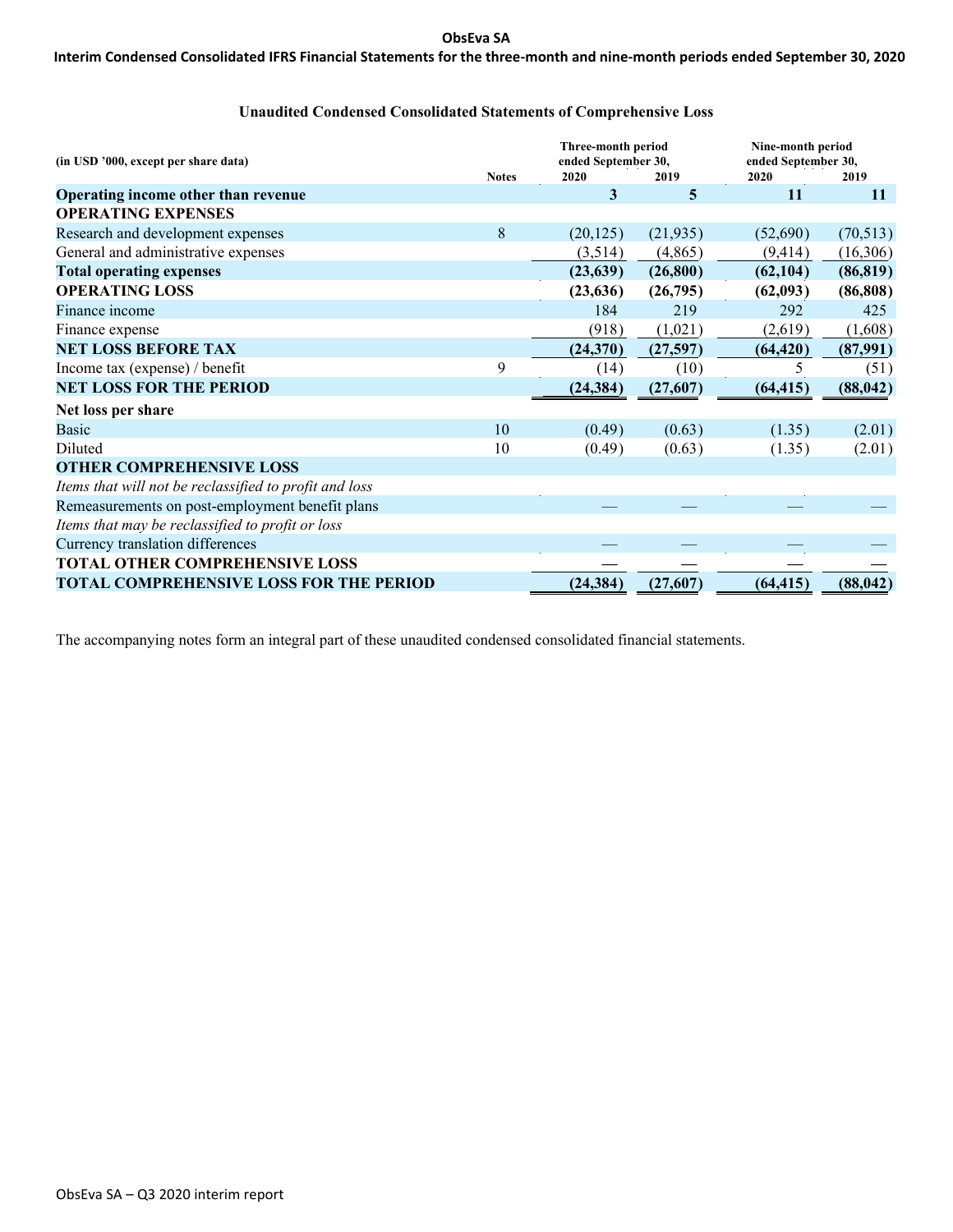## Unaudited Condensed Consolidated Statements of Comprehensive Loss

| (in USD '000, except per share data) | Notes | Three-month period ended September 30, 2020 | Three-month period ended September 30, 2019 | Nine-month period ended September 30, 2020 | Nine-month period ended September 30, 2019 |
|---|---|---|---|---|---|
| **Operating income other than revenue** | | **3** | **5** | **11** | **11** |
| **OPERATING EXPENSES** | | | | | |
| Research and development expenses | 8 | (20,125) | (21,935) | (52,690) | (70,513) |
| General and administrative expenses | | (3,514) | (4,865) | (9,414) | (16,306) |
| **Total operating expenses** | | **(23,639)** | **(26,800)** | **(62,104)** | **(86,819)** |
| **OPERATING LOSS** | | **(23,636)** | **(26,795)** | **(62,093)** | **(86,808)** |
| Finance income | | 184 | 219 | 292 | 425 |
| Finance expense | | (918) | (1,021) | (2,619) | (1,608) |
| **NET LOSS BEFORE TAX** | | **(24,370)** | **(27,597)** | **(64,420)** | **(87,991)** |
| Income tax (expense) / benefit | 9 | (14) | (10) | 5 | (51) |
| **NET LOSS FOR THE PERIOD** | | **(24,384)** | **(27,607)** | **(64,415)** | **(88,042)** |
| **Net loss per share** | | | | | |
| Basic | 10 | (0.49) | (0.63) | (1.35) | (2.01) |
| Diluted | 10 | (0.49) | (0.63) | (1.35) | (2.01) |
| **OTHER COMPREHENSIVE LOSS** | | | | | |
| *Items that will not be reclassified to profit and loss* | | | | | |
| Remeasurements on post-employment benefit plans | | — | — | — | — |
| *Items that may be reclassified to profit or loss* | | | | | |
| Currency translation differences | | — | — | — | — |
| **TOTAL OTHER COMPREHENSIVE LOSS** | | — | — | — | — |
| **TOTAL COMPREHENSIVE LOSS FOR THE PERIOD** | | **(24,384)** | **(27,607)** | **(64,415)** | **(88,042)** |

The accompanying notes form an integral part of these unaudited condensed consolidated financial statements.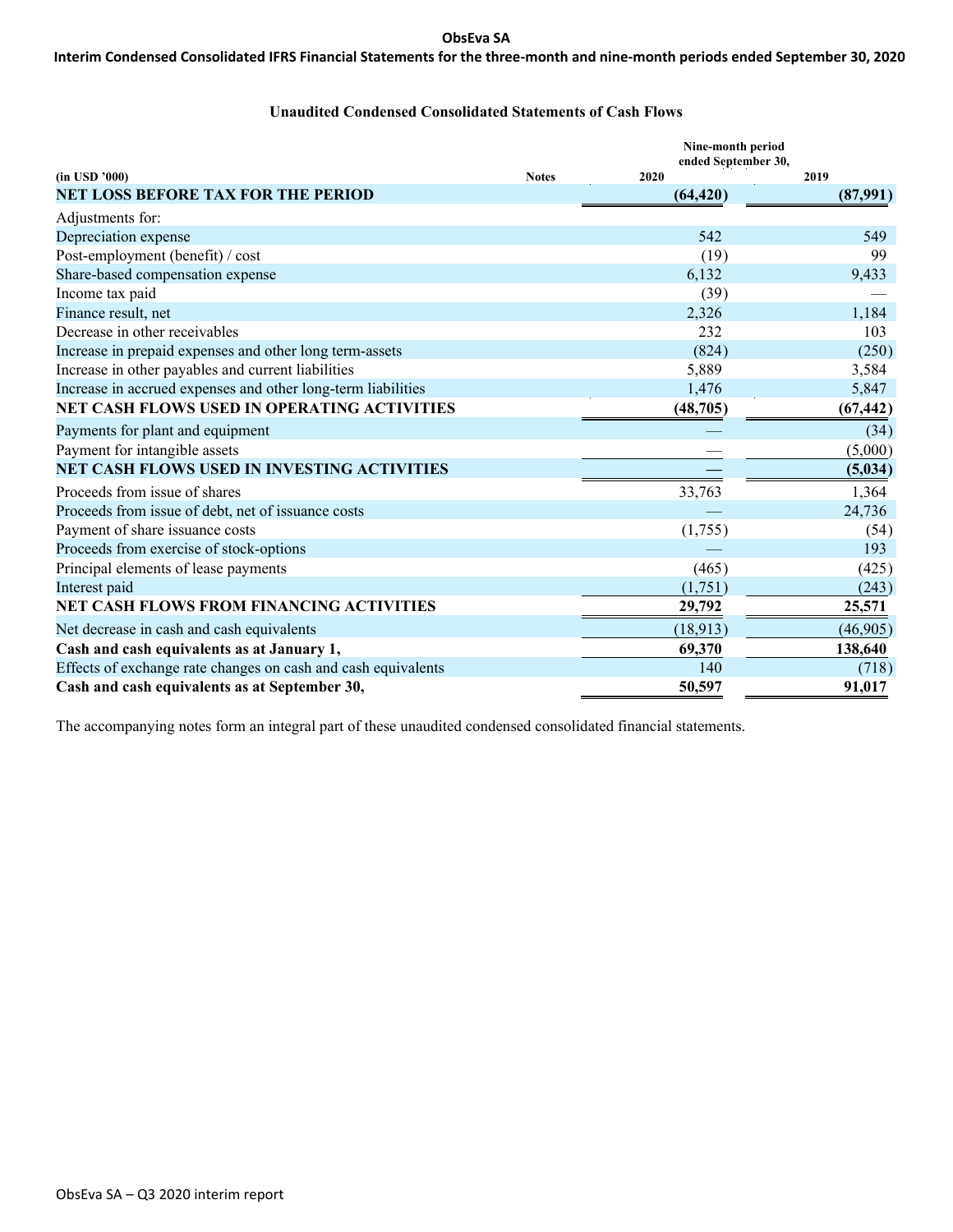**ObsEva SA**

**Interim Condensed Consolidated IFRS Financial Statements for the three-month and nine-month periods ended September 30, 2020**

### Unaudited Condensed Consolidated Statements of Cash Flows

| (in USD '000) | Notes | Nine-month period ended September 30, 2020 | 2019 |
|---|---|---|---|
| **NET LOSS BEFORE TAX FOR THE PERIOD** | | **(64,420)** | **(87,991)** |
| Adjustments for: | | | |
| Depreciation expense | | 542 | 549 |
| Post-employment (benefit) / cost | | (19) | 99 |
| Share-based compensation expense | | 6,132 | 9,433 |
| Income tax paid | | (39) | — |
| Finance result, net | | 2,326 | 1,184 |
| Decrease in other receivables | | 232 | 103 |
| Increase in prepaid expenses and other long term-assets | | (824) | (250) |
| Increase in other payables and current liabilities | | 5,889 | 3,584 |
| Increase in accrued expenses and other long-term liabilities | | 1,476 | 5,847 |
| **NET CASH FLOWS USED IN OPERATING ACTIVITIES** | | **(48,705)** | **(67,442)** |
| Payments for plant and equipment | | — | (34) |
| Payment for intangible assets | | — | (5,000) |
| **NET CASH FLOWS USED IN INVESTING ACTIVITIES** | | **—** | **(5,034)** |
| Proceeds from issue of shares | | 33,763 | 1,364 |
| Proceeds from issue of debt, net of issuance costs | | — | 24,736 |
| Payment of share issuance costs | | (1,755) | (54) |
| Proceeds from exercise of stock-options | | — | 193 |
| Principal elements of lease payments | | (465) | (425) |
| Interest paid | | (1,751) | (243) |
| **NET CASH FLOWS FROM FINANCING ACTIVITIES** | | **29,792** | **25,571** |
| Net decrease in cash and cash equivalents | | (18,913) | (46,905) |
| **Cash and cash equivalents as at January 1,** | | **69,370** | **138,640** |
| Effects of exchange rate changes on cash and cash equivalents | | 140 | (718) |
| **Cash and cash equivalents as at September 30,** | | **50,597** | **91,017** |

The accompanying notes form an integral part of these unaudited condensed consolidated financial statements.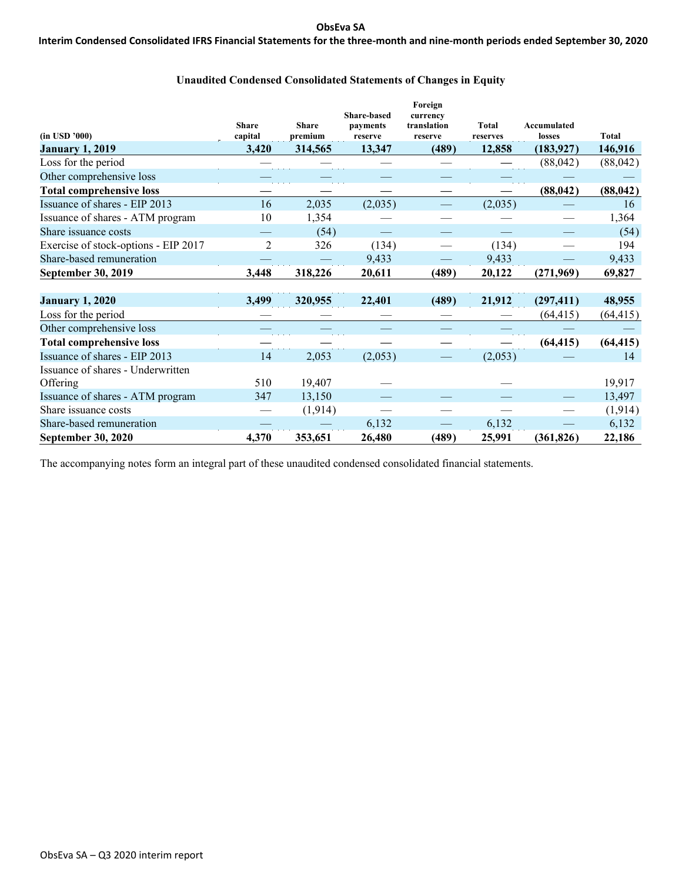**Unaudited Condensed Consolidated Statements of Changes in Equity**

| (in USD '000) | Share capital | Share premium | Share-based payments reserve | Foreign currency translation reserve | Total reserves | Accumulated losses | Total |
|---|---|---|---|---|---|---|---|
| **January 1, 2019** | **3,420** | **314,565** | **13,347** | **(489)** | **12,858** | **(183,927)** | **146,916** |
| Loss for the period | — | — | — | — | — | (88,042) | (88,042) |
| Other comprehensive loss | — | — | — | — | — | — | — |
| **Total comprehensive loss** | **—** | **—** | **—** | **—** | **—** | **(88,042)** | **(88,042)** |
| Issuance of shares - EIP 2013 | 16 | 2,035 | (2,035) | — | (2,035) | — | 16 |
| Issuance of shares - ATM program | 10 | 1,354 | — | — | — | — | 1,364 |
| Share issuance costs | — | (54) | — | — | — | — | (54) |
| Exercise of stock-options - EIP 2017 | 2 | 326 | (134) | — | (134) | — | 194 |
| Share-based remuneration | — | — | 9,433 | — | 9,433 | — | 9,433 |
| **September 30, 2019** | **3,448** | **318,226** | **20,611** | **(489)** | **20,122** | **(271,969)** | **69,827** |
| | | | | | | | |
| **January 1, 2020** | **3,499** | **320,955** | **22,401** | **(489)** | **21,912** | **(297,411)** | **48,955** |
| Loss for the period | — | — | — | — | — | (64,415) | (64,415) |
| Other comprehensive loss | — | — | — | — | — | — | — |
| **Total comprehensive loss** | **—** | **—** | **—** | **—** | **—** | **(64,415)** | **(64,415)** |
| Issuance of shares - EIP 2013 | 14 | 2,053 | (2,053) | — | (2,053) | — | 14 |
| Issuance of shares - Underwritten Offering | 510 | 19,407 | — | | — | | 19,917 |
| Issuance of shares - ATM program | 347 | 13,150 | — | — | — | — | 13,497 |
| Share issuance costs | — | (1,914) | — | — | — | — | (1,914) |
| Share-based remuneration | — | — | 6,132 | — | 6,132 | — | 6,132 |
| **September 30, 2020** | **4,370** | **353,651** | **26,480** | **(489)** | **25,991** | **(361,826)** | **22,186** |

The accompanying notes form an integral part of these unaudited condensed consolidated financial statements.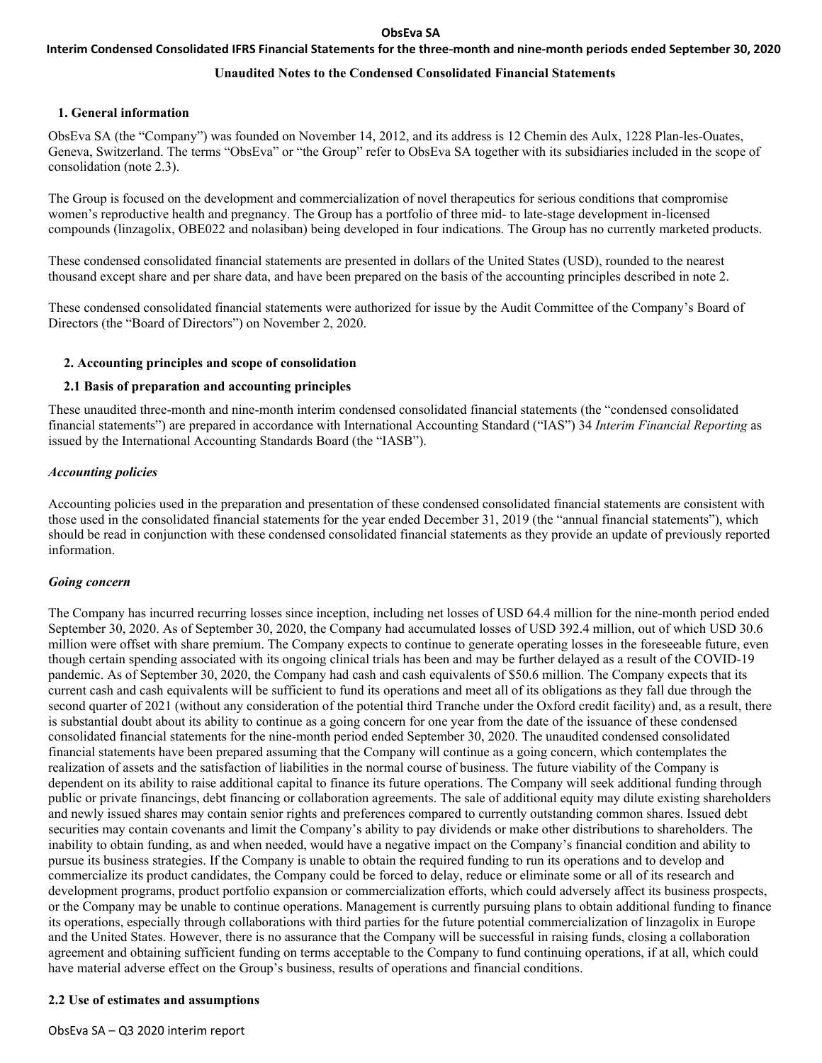### Unaudited Notes to the Condensed Consolidated Financial Statements

## 1. General information

ObsEva SA (the "Company") was founded on November 14, 2012, and its address is 12 Chemin des Aulx, 1228 Plan-les-Ouates, Geneva, Switzerland. The terms "ObsEva" or "the Group" refer to ObsEva SA together with its subsidiaries included in the scope of consolidation (note 2.3).

The Group is focused on the development and commercialization of novel therapeutics for serious conditions that compromise women's reproductive health and pregnancy. The Group has a portfolio of three mid- to late-stage development in-licensed compounds (linzagolix, OBE022 and nolasiban) being developed in four indications. The Group has no currently marketed products.

These condensed consolidated financial statements are presented in dollars of the United States (USD), rounded to the nearest thousand except share and per share data, and have been prepared on the basis of the accounting principles described in note 2.

These condensed consolidated financial statements were authorized for issue by the Audit Committee of the Company's Board of Directors (the "Board of Directors") on November 2, 2020.

## 2. Accounting principles and scope of consolidation

### 2.1 Basis of preparation and accounting principles

These unaudited three-month and nine-month interim condensed consolidated financial statements (the "condensed consolidated financial statements") are prepared in accordance with International Accounting Standard ("IAS") 34 *Interim Financial Reporting* as issued by the International Accounting Standards Board (the "IASB").

***Accounting policies***

Accounting policies used in the preparation and presentation of these condensed consolidated financial statements are consistent with those used in the consolidated financial statements for the year ended December 31, 2019 (the "annual financial statements"), which should be read in conjunction with these condensed consolidated financial statements as they provide an update of previously reported information.

***Going concern***

The Company has incurred recurring losses since inception, including net losses of USD 64.4 million for the nine-month period ended September 30, 2020. As of September 30, 2020, the Company had accumulated losses of USD 392.4 million, out of which USD 30.6 million were offset with share premium. The Company expects to continue to generate operating losses in the foreseeable future, even though certain spending associated with its ongoing clinical trials has been and may be further delayed as a result of the COVID-19 pandemic. As of September 30, 2020, the Company had cash and cash equivalents of $50.6 million. The Company expects that its current cash and cash equivalents will be sufficient to fund its operations and meet all of its obligations as they fall due through the second quarter of 2021 (without any consideration of the potential third Tranche under the Oxford credit facility) and, as a result, there is substantial doubt about its ability to continue as a going concern for one year from the date of the issuance of these condensed consolidated financial statements for the nine-month period ended September 30, 2020. The unaudited condensed consolidated financial statements have been prepared assuming that the Company will continue as a going concern, which contemplates the realization of assets and the satisfaction of liabilities in the normal course of business. The future viability of the Company is dependent on its ability to raise additional capital to finance its future operations. The Company will seek additional funding through public or private financings, debt financing or collaboration agreements. The sale of additional equity may dilute existing shareholders and newly issued shares may contain senior rights and preferences compared to currently outstanding common shares. Issued debt securities may contain covenants and limit the Company's ability to pay dividends or make other distributions to shareholders. The inability to obtain funding, as and when needed, would have a negative impact on the Company's financial condition and ability to pursue its business strategies. If the Company is unable to obtain the required funding to run its operations and to develop and commercialize its product candidates, the Company could be forced to delay, reduce or eliminate some or all of its research and development programs, product portfolio expansion or commercialization efforts, which could adversely affect its business prospects, or the Company may be unable to continue operations. Management is currently pursuing plans to obtain additional funding to finance its operations, especially through collaborations with third parties for the future potential commercialization of linzagolix in Europe and the United States. However, there is no assurance that the Company will be successful in raising funds, closing a collaboration agreement and obtaining sufficient funding on terms acceptable to the Company to fund continuing operations, if at all, which could have material adverse effect on the Group's business, results of operations and financial conditions.

### 2.2 Use of estimates and assumptions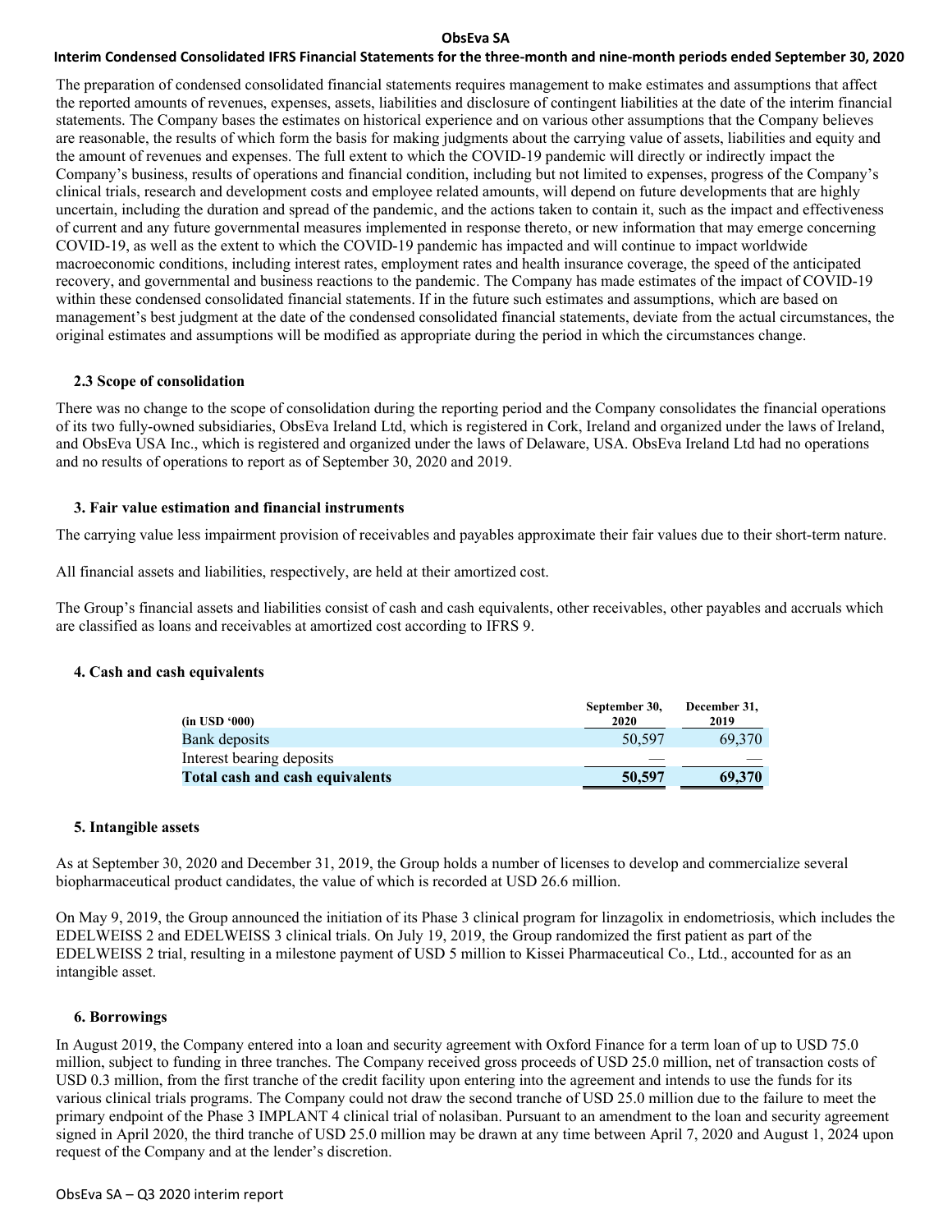The preparation of condensed consolidated financial statements requires management to make estimates and assumptions that affect the reported amounts of revenues, expenses, assets, liabilities and disclosure of contingent liabilities at the date of the interim financial statements. The Company bases the estimates on historical experience and on various other assumptions that the Company believes are reasonable, the results of which form the basis for making judgments about the carrying value of assets, liabilities and equity and the amount of revenues and expenses. The full extent to which the COVID-19 pandemic will directly or indirectly impact the Company's business, results of operations and financial condition, including but not limited to expenses, progress of the Company's clinical trials, research and development costs and employee related amounts, will depend on future developments that are highly uncertain, including the duration and spread of the pandemic, and the actions taken to contain it, such as the impact and effectiveness of current and any future governmental measures implemented in response thereto, or new information that may emerge concerning COVID-19, as well as the extent to which the COVID-19 pandemic has impacted and will continue to impact worldwide macroeconomic conditions, including interest rates, employment rates and health insurance coverage, the speed of the anticipated recovery, and governmental and business reactions to the pandemic. The Company has made estimates of the impact of COVID-19 within these condensed consolidated financial statements. If in the future such estimates and assumptions, which are based on management's best judgment at the date of the condensed consolidated financial statements, deviate from the actual circumstances, the original estimates and assumptions will be modified as appropriate during the period in which the circumstances change.

### 2.3 Scope of consolidation

There was no change to the scope of consolidation during the reporting period and the Company consolidates the financial operations of its two fully-owned subsidiaries, ObsEva Ireland Ltd, which is registered in Cork, Ireland and organized under the laws of Ireland, and ObsEva USA Inc., which is registered and organized under the laws of Delaware, USA. ObsEva Ireland Ltd had no operations and no results of operations to report as of September 30, 2020 and 2019.

## 3. Fair value estimation and financial instruments

The carrying value less impairment provision of receivables and payables approximate their fair values due to their short-term nature.

All financial assets and liabilities, respectively, are held at their amortized cost.

The Group's financial assets and liabilities consist of cash and cash equivalents, other receivables, other payables and accruals which are classified as loans and receivables at amortized cost according to IFRS 9.

## 4. Cash and cash equivalents

| (in USD '000) | September 30, 2020 | December 31, 2019 |
|---|---|---|
| Bank deposits | 50,597 | 69,370 |
| Interest bearing deposits | — | — |
| **Total cash and cash equivalents** | **50,597** | **69,370** |

## 5. Intangible assets

As at September 30, 2020 and December 31, 2019, the Group holds a number of licenses to develop and commercialize several biopharmaceutical product candidates, the value of which is recorded at USD 26.6 million.

On May 9, 2019, the Group announced the initiation of its Phase 3 clinical program for linzagolix in endometriosis, which includes the EDELWEISS 2 and EDELWEISS 3 clinical trials. On July 19, 2019, the Group randomized the first patient as part of the EDELWEISS 2 trial, resulting in a milestone payment of USD 5 million to Kissei Pharmaceutical Co., Ltd., accounted for as an intangible asset.

## 6. Borrowings

In August 2019, the Company entered into a loan and security agreement with Oxford Finance for a term loan of up to USD 75.0 million, subject to funding in three tranches. The Company received gross proceeds of USD 25.0 million, net of transaction costs of USD 0.3 million, from the first tranche of the credit facility upon entering into the agreement and intends to use the funds for its various clinical trials programs. The Company could not draw the second tranche of USD 25.0 million due to the failure to meet the primary endpoint of the Phase 3 IMPLANT 4 clinical trial of nolasiban. Pursuant to an amendment to the loan and security agreement signed in April 2020, the third tranche of USD 25.0 million may be drawn at any time between April 7, 2020 and August 1, 2024 upon request of the Company and at the lender's discretion.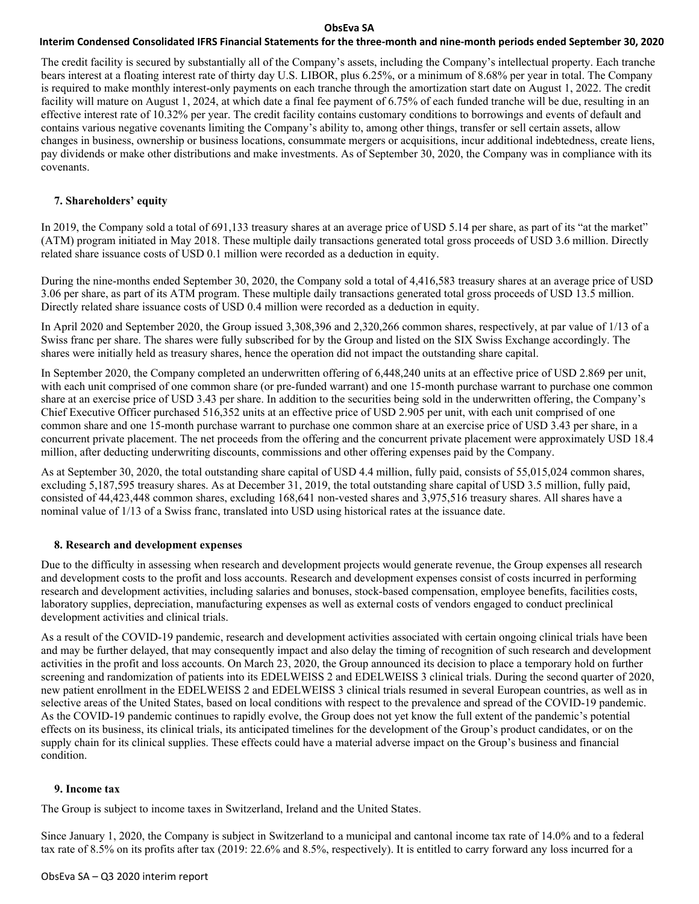The credit facility is secured by substantially all of the Company's assets, including the Company's intellectual property. Each tranche bears interest at a floating interest rate of thirty day U.S. LIBOR, plus 6.25%, or a minimum of 8.68% per year in total. The Company is required to make monthly interest-only payments on each tranche through the amortization start date on August 1, 2022. The credit facility will mature on August 1, 2024, at which date a final fee payment of 6.75% of each funded tranche will be due, resulting in an effective interest rate of 10.32% per year. The credit facility contains customary conditions to borrowings and events of default and contains various negative covenants limiting the Company's ability to, among other things, transfer or sell certain assets, allow changes in business, ownership or business locations, consummate mergers or acquisitions, incur additional indebtedness, create liens, pay dividends or make other distributions and make investments. As of September 30, 2020, the Company was in compliance with its covenants.

## 7. Shareholders' equity

In 2019, the Company sold a total of 691,133 treasury shares at an average price of USD 5.14 per share, as part of its "at the market" (ATM) program initiated in May 2018. These multiple daily transactions generated total gross proceeds of USD 3.6 million. Directly related share issuance costs of USD 0.1 million were recorded as a deduction in equity.

During the nine-months ended September 30, 2020, the Company sold a total of 4,416,583 treasury shares at an average price of USD 3.06 per share, as part of its ATM program. These multiple daily transactions generated total gross proceeds of USD 13.5 million. Directly related share issuance costs of USD 0.4 million were recorded as a deduction in equity.

In April 2020 and September 2020, the Group issued 3,308,396 and 2,320,266 common shares, respectively, at par value of 1/13 of a Swiss franc per share. The shares were fully subscribed for by the Group and listed on the SIX Swiss Exchange accordingly. The shares were initially held as treasury shares, hence the operation did not impact the outstanding share capital.

In September 2020, the Company completed an underwritten offering of 6,448,240 units at an effective price of USD 2.869 per unit, with each unit comprised of one common share (or pre-funded warrant) and one 15-month purchase warrant to purchase one common share at an exercise price of USD 3.43 per share. In addition to the securities being sold in the underwritten offering, the Company's Chief Executive Officer purchased 516,352 units at an effective price of USD 2.905 per unit, with each unit comprised of one common share and one 15-month purchase warrant to purchase one common share at an exercise price of USD 3.43 per share, in a concurrent private placement. The net proceeds from the offering and the concurrent private placement were approximately USD 18.4 million, after deducting underwriting discounts, commissions and other offering expenses paid by the Company.

As at September 30, 2020, the total outstanding share capital of USD 4.4 million, fully paid, consists of 55,015,024 common shares, excluding 5,187,595 treasury shares. As at December 31, 2019, the total outstanding share capital of USD 3.5 million, fully paid, consisted of 44,423,448 common shares, excluding 168,641 non-vested shares and 3,975,516 treasury shares. All shares have a nominal value of 1/13 of a Swiss franc, translated into USD using historical rates at the issuance date.

## 8. Research and development expenses

Due to the difficulty in assessing when research and development projects would generate revenue, the Group expenses all research and development costs to the profit and loss accounts. Research and development expenses consist of costs incurred in performing research and development activities, including salaries and bonuses, stock-based compensation, employee benefits, facilities costs, laboratory supplies, depreciation, manufacturing expenses as well as external costs of vendors engaged to conduct preclinical development activities and clinical trials.

As a result of the COVID-19 pandemic, research and development activities associated with certain ongoing clinical trials have been and may be further delayed, that may consequently impact and also delay the timing of recognition of such research and development activities in the profit and loss accounts. On March 23, 2020, the Group announced its decision to place a temporary hold on further screening and randomization of patients into its EDELWEISS 2 and EDELWEISS 3 clinical trials. During the second quarter of 2020, new patient enrollment in the EDELWEISS 2 and EDELWEISS 3 clinical trials resumed in several European countries, as well as in selective areas of the United States, based on local conditions with respect to the prevalence and spread of the COVID-19 pandemic. As the COVID-19 pandemic continues to rapidly evolve, the Group does not yet know the full extent of the pandemic's potential effects on its business, its clinical trials, its anticipated timelines for the development of the Group's product candidates, or on the supply chain for its clinical supplies. These effects could have a material adverse impact on the Group's business and financial condition.

## 9. Income tax

The Group is subject to income taxes in Switzerland, Ireland and the United States.

Since January 1, 2020, the Company is subject in Switzerland to a municipal and cantonal income tax rate of 14.0% and to a federal tax rate of 8.5% on its profits after tax (2019: 22.6% and 8.5%, respectively). It is entitled to carry forward any loss incurred for a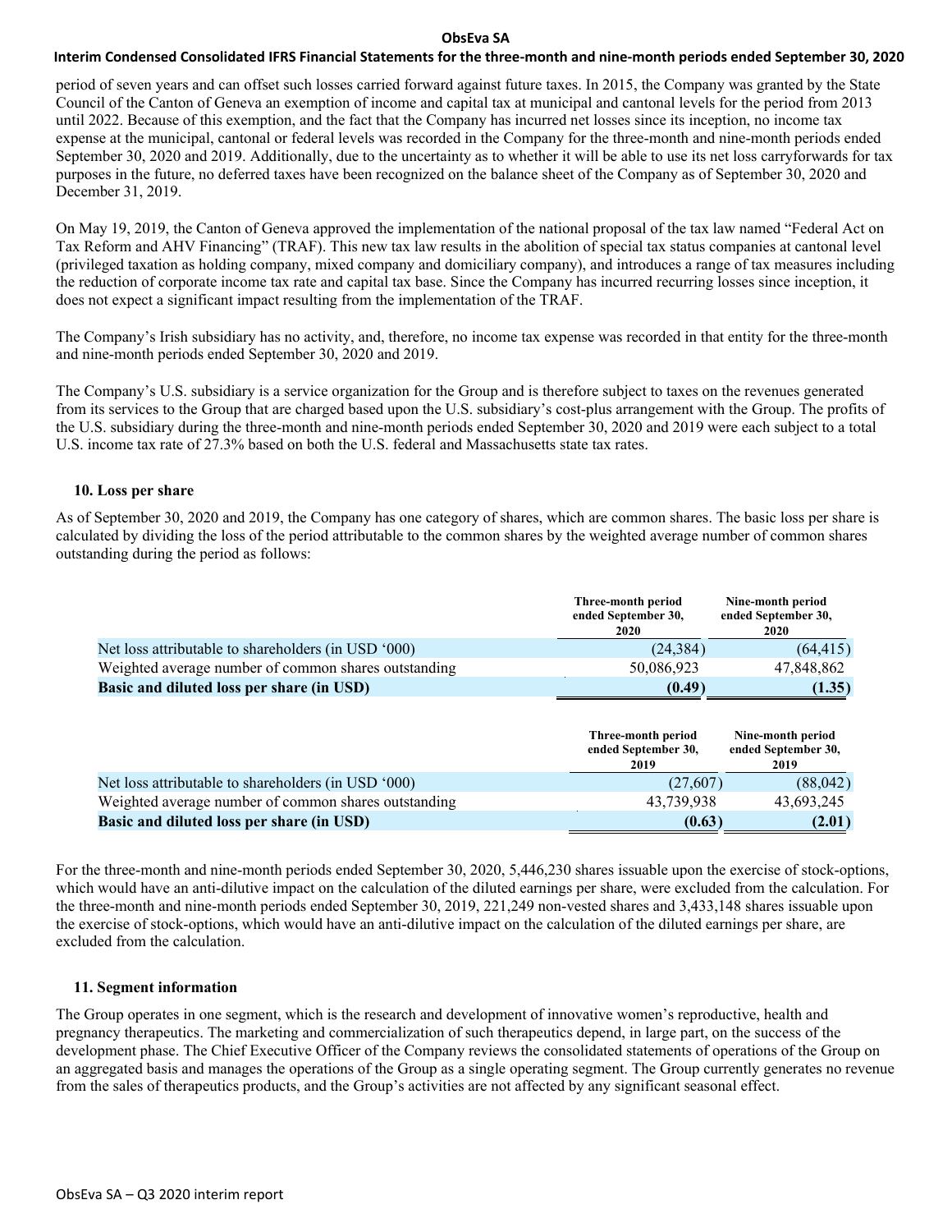period of seven years and can offset such losses carried forward against future taxes. In 2015, the Company was granted by the State Council of the Canton of Geneva an exemption of income and capital tax at municipal and cantonal levels for the period from 2013 until 2022. Because of this exemption, and the fact that the Company has incurred net losses since its inception, no income tax expense at the municipal, cantonal or federal levels was recorded in the Company for the three-month and nine-month periods ended September 30, 2020 and 2019. Additionally, due to the uncertainty as to whether it will be able to use its net loss carryforwards for tax purposes in the future, no deferred taxes have been recognized on the balance sheet of the Company as of September 30, 2020 and December 31, 2019.

On May 19, 2019, the Canton of Geneva approved the implementation of the national proposal of the tax law named "Federal Act on Tax Reform and AHV Financing" (TRAF). This new tax law results in the abolition of special tax status companies at cantonal level (privileged taxation as holding company, mixed company and domiciliary company), and introduces a range of tax measures including the reduction of corporate income tax rate and capital tax base. Since the Company has incurred recurring losses since inception, it does not expect a significant impact resulting from the implementation of the TRAF.

The Company's Irish subsidiary has no activity, and, therefore, no income tax expense was recorded in that entity for the three-month and nine-month periods ended September 30, 2020 and 2019.

The Company's U.S. subsidiary is a service organization for the Group and is therefore subject to taxes on the revenues generated from its services to the Group that are charged based upon the U.S. subsidiary's cost-plus arrangement with the Group. The profits of the U.S. subsidiary during the three-month and nine-month periods ended September 30, 2020 and 2019 were each subject to a total U.S. income tax rate of 27.3% based on both the U.S. federal and Massachusetts state tax rates.

## 10. Loss per share

As of September 30, 2020 and 2019, the Company has one category of shares, which are common shares. The basic loss per share is calculated by dividing the loss of the period attributable to the common shares by the weighted average number of common shares outstanding during the period as follows:

| | Three-month period ended September 30, 2020 | Nine-month period ended September 30, 2020 |
|---|---|---|
| Net loss attributable to shareholders (in USD '000) | (24,384) | (64,415) |
| Weighted average number of common shares outstanding | 50,086,923 | 47,848,862 |
| **Basic and diluted loss per share (in USD)** | **(0.49)** | **(1.35)** |

| | Three-month period ended September 30, 2019 | Nine-month period ended September 30, 2019 |
|---|---|---|
| Net loss attributable to shareholders (in USD '000) | (27,607) | (88,042) |
| Weighted average number of common shares outstanding | 43,739,938 | 43,693,245 |
| **Basic and diluted loss per share (in USD)** | **(0.63)** | **(2.01)** |

For the three-month and nine-month periods ended September 30, 2020, 5,446,230 shares issuable upon the exercise of stock-options, which would have an anti-dilutive impact on the calculation of the diluted earnings per share, were excluded from the calculation. For the three-month and nine-month periods ended September 30, 2019, 221,249 non-vested shares and 3,433,148 shares issuable upon the exercise of stock-options, which would have an anti-dilutive impact on the calculation of the diluted earnings per share, are excluded from the calculation.

## 11. Segment information

The Group operates in one segment, which is the research and development of innovative women's reproductive, health and pregnancy therapeutics. The marketing and commercialization of such therapeutics depend, in large part, on the success of the development phase. The Chief Executive Officer of the Company reviews the consolidated statements of operations of the Group on an aggregated basis and manages the operations of the Group as a single operating segment. The Group currently generates no revenue from the sales of therapeutics products, and the Group's activities are not affected by any significant seasonal effect.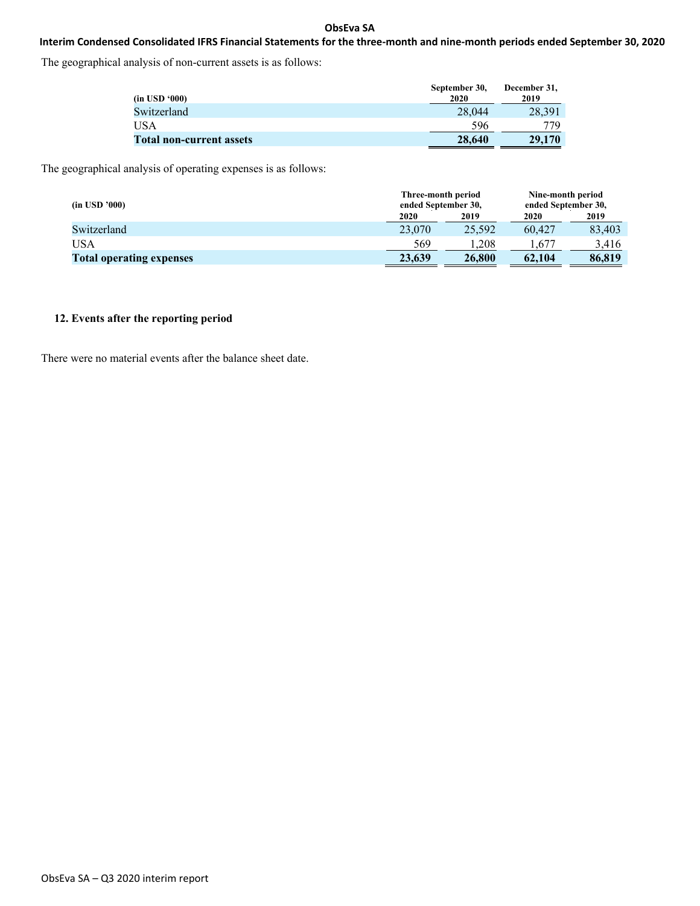The geographical analysis of non-current assets is as follows:

| (in USD '000) | September 30, 2020 | December 31, 2019 |
|---|---|---|
| Switzerland | 28,044 | 28,391 |
| USA | 596 | 779 |
| **Total non-current assets** | **28,640** | **29,170** |

The geographical analysis of operating expenses is as follows:

| (in USD '000) | Three-month period ended September 30, | | Nine-month period ended September 30, | |
|---|---|---|---|---|
| | 2020 | 2019 | 2020 | 2019 |
| Switzerland | 23,070 | 25,592 | 60,427 | 83,403 |
| USA | 569 | 1,208 | 1,677 | 3,416 |
| **Total operating expenses** | **23,639** | **26,800** | **62,104** | **86,819** |

## 12. Events after the reporting period

There were no material events after the balance sheet date.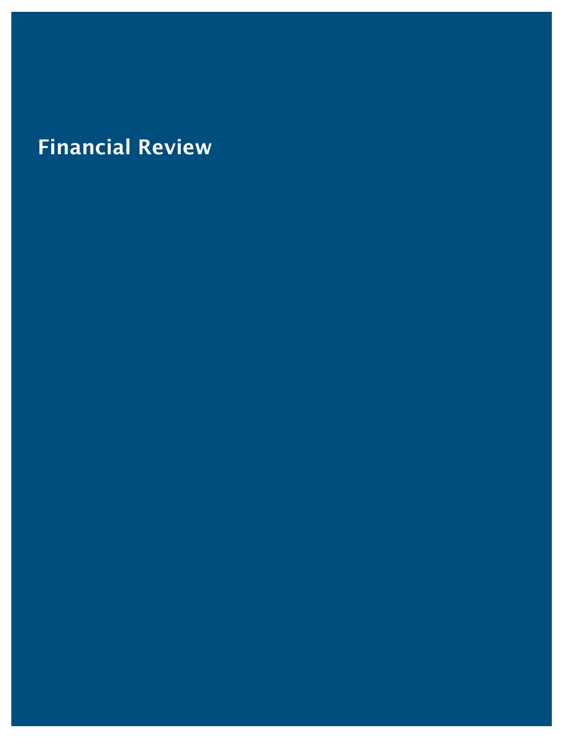# Financial Review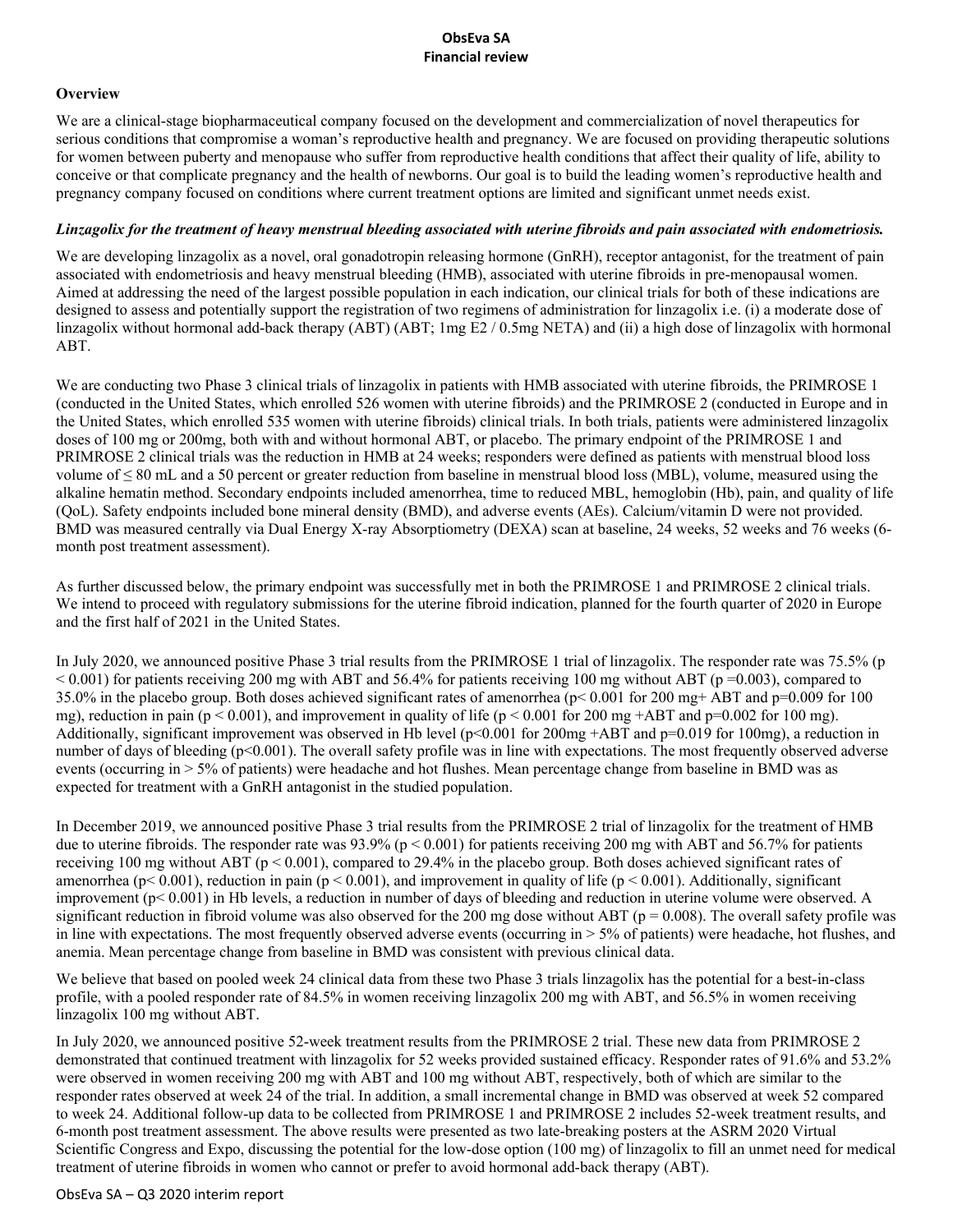**ObsEva SA**
**Financial review**

**Overview**

We are a clinical-stage biopharmaceutical company focused on the development and commercialization of novel therapeutics for serious conditions that compromise a woman's reproductive health and pregnancy. We are focused on providing therapeutic solutions for women between puberty and menopause who suffer from reproductive health conditions that affect their quality of life, ability to conceive or that complicate pregnancy and the health of newborns. Our goal is to build the leading women's reproductive health and pregnancy company focused on conditions where current treatment options are limited and significant unmet needs exist.

***Linzagolix for the treatment of heavy menstrual bleeding associated with uterine fibroids and pain associated with endometriosis.***

We are developing linzagolix as a novel, oral gonadotropin releasing hormone (GnRH), receptor antagonist, for the treatment of pain associated with endometriosis and heavy menstrual bleeding (HMB), associated with uterine fibroids in pre-menopausal women. Aimed at addressing the need of the largest possible population in each indication, our clinical trials for both of these indications are designed to assess and potentially support the registration of two regimens of administration for linzagolix i.e. (i) a moderate dose of linzagolix without hormonal add-back therapy (ABT) (ABT; 1mg E2 / 0.5mg NETA) and (ii) a high dose of linzagolix with hormonal ABT.

We are conducting two Phase 3 clinical trials of linzagolix in patients with HMB associated with uterine fibroids, the PRIMROSE 1 (conducted in the United States, which enrolled 526 women with uterine fibroids) and the PRIMROSE 2 (conducted in Europe and in the United States, which enrolled 535 women with uterine fibroids) clinical trials. In both trials, patients were administered linzagolix doses of 100 mg or 200mg, both with and without hormonal ABT, or placebo. The primary endpoint of the PRIMROSE 1 and PRIMROSE 2 clinical trials was the reduction in HMB at 24 weeks; responders were defined as patients with menstrual blood loss volume of ≤ 80 mL and a 50 percent or greater reduction from baseline in menstrual blood loss (MBL), volume, measured using the alkaline hematin method. Secondary endpoints included amenorrhea, time to reduced MBL, hemoglobin (Hb), pain, and quality of life (QoL). Safety endpoints included bone mineral density (BMD), and adverse events (AEs). Calcium/vitamin D were not provided. BMD was measured centrally via Dual Energy X-ray Absorptiometry (DEXA) scan at baseline, 24 weeks, 52 weeks and 76 weeks (6-month post treatment assessment).

As further discussed below, the primary endpoint was successfully met in both the PRIMROSE 1 and PRIMROSE 2 clinical trials. We intend to proceed with regulatory submissions for the uterine fibroid indication, planned for the fourth quarter of 2020 in Europe and the first half of 2021 in the United States.

In July 2020, we announced positive Phase 3 trial results from the PRIMROSE 1 trial of linzagolix. The responder rate was 75.5% ($p < 0.001$) for patients receiving 200 mg with ABT and 56.4% for patients receiving 100 mg without ABT ($p = 0.003$), compared to 35.0% in the placebo group. Both doses achieved significant rates of amenorrhea ($p < 0.001$ for 200 mg+ ABT and $p=0.009$ for 100 mg), reduction in pain ($p < 0.001$), and improvement in quality of life ($p < 0.001$ for 200 mg +ABT and $p=0.002$ for 100 mg). Additionally, significant improvement was observed in Hb level ($p<0.001$ for 200mg +ABT and $p=0.019$ for 100mg), a reduction in number of days of bleeding ($p<0.001$). The overall safety profile was in line with expectations. The most frequently observed adverse events (occurring in > 5% of patients) were headache and hot flushes. Mean percentage change from baseline in BMD was as expected for treatment with a GnRH antagonist in the studied population.

In December 2019, we announced positive Phase 3 trial results from the PRIMROSE 2 trial of linzagolix for the treatment of HMB due to uterine fibroids. The responder rate was 93.9% ($p < 0.001$) for patients receiving 200 mg with ABT and 56.7% for patients receiving 100 mg without ABT ($p < 0.001$), compared to 29.4% in the placebo group. Both doses achieved significant rates of amenorrhea ($p< 0.001$), reduction in pain ($p < 0.001$), and improvement in quality of life ($p < 0.001$). Additionally, significant improvement ($p< 0.001$) in Hb levels, a reduction in number of days of bleeding and reduction in uterine volume were observed. A significant reduction in fibroid volume was also observed for the 200 mg dose without ABT ($p = 0.008$). The overall safety profile was in line with expectations. The most frequently observed adverse events (occurring in > 5% of patients) were headache, hot flushes, and anemia. Mean percentage change from baseline in BMD was consistent with previous clinical data.

We believe that based on pooled week 24 clinical data from these two Phase 3 trials linzagolix has the potential for a best-in-class profile, with a pooled responder rate of 84.5% in women receiving linzagolix 200 mg with ABT, and 56.5% in women receiving linzagolix 100 mg without ABT.

In July 2020, we announced positive 52-week treatment results from the PRIMROSE 2 trial. These new data from PRIMROSE 2 demonstrated that continued treatment with linzagolix for 52 weeks provided sustained efficacy. Responder rates of 91.6% and 53.2% were observed in women receiving 200 mg with ABT and 100 mg without ABT, respectively, both of which are similar to the responder rates observed at week 24 of the trial. In addition, a small incremental change in BMD was observed at week 52 compared to week 24. Additional follow-up data to be collected from PRIMROSE 1 and PRIMROSE 2 includes 52-week treatment results, and 6-month post treatment assessment. The above results were presented as two late-breaking posters at the ASRM 2020 Virtual Scientific Congress and Expo, discussing the potential for the low-dose option (100 mg) of linzagolix to fill an unmet need for medical treatment of uterine fibroids in women who cannot or prefer to avoid hormonal add-back therapy (ABT).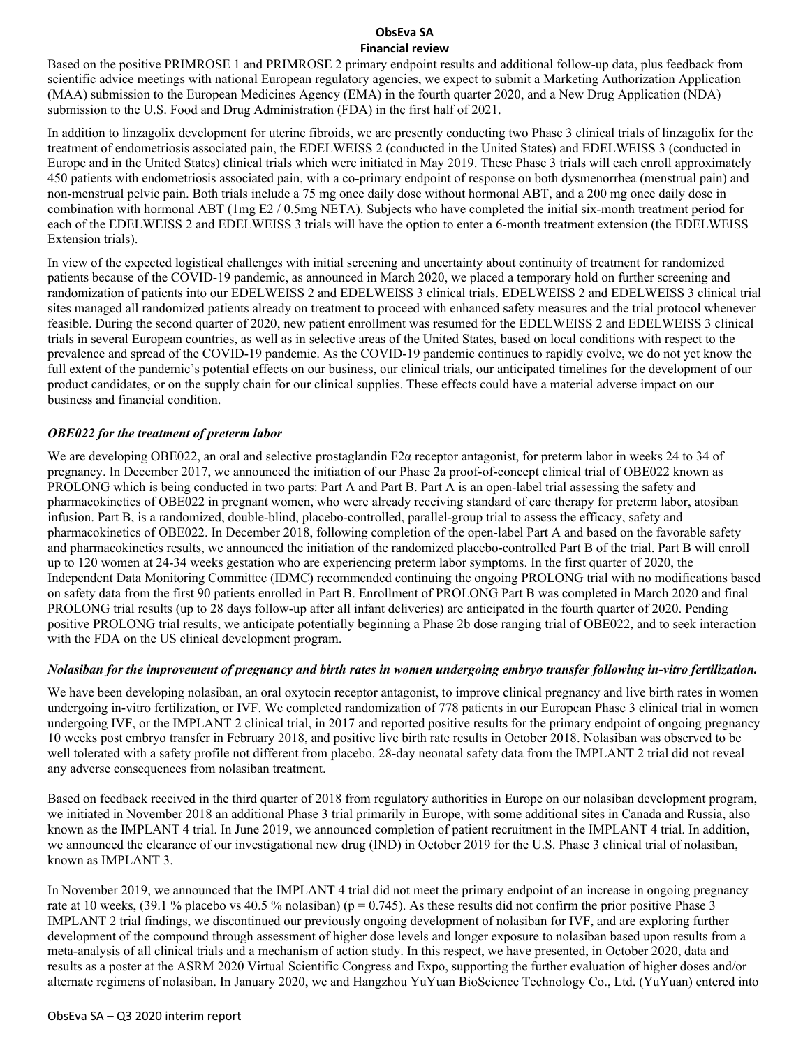Based on the positive PRIMROSE 1 and PRIMROSE 2 primary endpoint results and additional follow-up data, plus feedback from scientific advice meetings with national European regulatory agencies, we expect to submit a Marketing Authorization Application (MAA) submission to the European Medicines Agency (EMA) in the fourth quarter 2020, and a New Drug Application (NDA) submission to the U.S. Food and Drug Administration (FDA) in the first half of 2021.

In addition to linzagolix development for uterine fibroids, we are presently conducting two Phase 3 clinical trials of linzagolix for the treatment of endometriosis associated pain, the EDELWEISS 2 (conducted in the United States) and EDELWEISS 3 (conducted in Europe and in the United States) clinical trials which were initiated in May 2019. These Phase 3 trials will each enroll approximately 450 patients with endometriosis associated pain, with a co-primary endpoint of response on both dysmenorrhea (menstrual pain) and non-menstrual pelvic pain. Both trials include a 75 mg once daily dose without hormonal ABT, and a 200 mg once daily dose in combination with hormonal ABT (1mg E2 / 0.5mg NETA). Subjects who have completed the initial six-month treatment period for each of the EDELWEISS 2 and EDELWEISS 3 trials will have the option to enter a 6-month treatment extension (the EDELWEISS Extension trials).

In view of the expected logistical challenges with initial screening and uncertainty about continuity of treatment for randomized patients because of the COVID-19 pandemic, as announced in March 2020, we placed a temporary hold on further screening and randomization of patients into our EDELWEISS 2 and EDELWEISS 3 clinical trials. EDELWEISS 2 and EDELWEISS 3 clinical trial sites managed all randomized patients already on treatment to proceed with enhanced safety measures and the trial protocol whenever feasible. During the second quarter of 2020, new patient enrollment was resumed for the EDELWEISS 2 and EDELWEISS 3 clinical trials in several European countries, as well as in selective areas of the United States, based on local conditions with respect to the prevalence and spread of the COVID-19 pandemic. As the COVID-19 pandemic continues to rapidly evolve, we do not yet know the full extent of the pandemic's potential effects on our business, our clinical trials, our anticipated timelines for the development of our product candidates, or on the supply chain for our clinical supplies. These effects could have a material adverse impact on our business and financial condition.

***OBE022 for the treatment of preterm labor***

We are developing OBE022, an oral and selective prostaglandin F2α receptor antagonist, for preterm labor in weeks 24 to 34 of pregnancy. In December 2017, we announced the initiation of our Phase 2a proof-of-concept clinical trial of OBE022 known as PROLONG which is being conducted in two parts: Part A and Part B. Part A is an open-label trial assessing the safety and pharmacokinetics of OBE022 in pregnant women, who were already receiving standard of care therapy for preterm labor, atosiban infusion. Part B, is a randomized, double-blind, placebo-controlled, parallel-group trial to assess the efficacy, safety and pharmacokinetics of OBE022. In December 2018, following completion of the open-label Part A and based on the favorable safety and pharmacokinetics results, we announced the initiation of the randomized placebo-controlled Part B of the trial. Part B will enroll up to 120 women at 24-34 weeks gestation who are experiencing preterm labor symptoms. In the first quarter of 2020, the Independent Data Monitoring Committee (IDMC) recommended continuing the ongoing PROLONG trial with no modifications based on safety data from the first 90 patients enrolled in Part B. Enrollment of PROLONG Part B was completed in March 2020 and final PROLONG trial results (up to 28 days follow-up after all infant deliveries) are anticipated in the fourth quarter of 2020. Pending positive PROLONG trial results, we anticipate potentially beginning a Phase 2b dose ranging trial of OBE022, and to seek interaction with the FDA on the US clinical development program.

***Nolasiban for the improvement of pregnancy and birth rates in women undergoing embryo transfer following in-vitro fertilization.***

We have been developing nolasiban, an oral oxytocin receptor antagonist, to improve clinical pregnancy and live birth rates in women undergoing in-vitro fertilization, or IVF. We completed randomization of 778 patients in our European Phase 3 clinical trial in women undergoing IVF, or the IMPLANT 2 clinical trial, in 2017 and reported positive results for the primary endpoint of ongoing pregnancy 10 weeks post embryo transfer in February 2018, and positive live birth rate results in October 2018. Nolasiban was observed to be well tolerated with a safety profile not different from placebo. 28-day neonatal safety data from the IMPLANT 2 trial did not reveal any adverse consequences from nolasiban treatment.

Based on feedback received in the third quarter of 2018 from regulatory authorities in Europe on our nolasiban development program, we initiated in November 2018 an additional Phase 3 trial primarily in Europe, with some additional sites in Canada and Russia, also known as the IMPLANT 4 trial. In June 2019, we announced completion of patient recruitment in the IMPLANT 4 trial. In addition, we announced the clearance of our investigational new drug (IND) in October 2019 for the U.S. Phase 3 clinical trial of nolasiban, known as IMPLANT 3.

In November 2019, we announced that the IMPLANT 4 trial did not meet the primary endpoint of an increase in ongoing pregnancy rate at 10 weeks, (39.1 % placebo vs 40.5 % nolasiban) ($p = 0.745$). As these results did not confirm the prior positive Phase 3 IMPLANT 2 trial findings, we discontinued our previously ongoing development of nolasiban for IVF, and are exploring further development of the compound through assessment of higher dose levels and longer exposure to nolasiban based upon results from a meta-analysis of all clinical trials and a mechanism of action study. In this respect, we have presented, in October 2020, data and results as a poster at the ASRM 2020 Virtual Scientific Congress and Expo, supporting the further evaluation of higher doses and/or alternate regimens of nolasiban. In January 2020, we and Hangzhou YuYuan BioScience Technology Co., Ltd. (YuYuan) entered into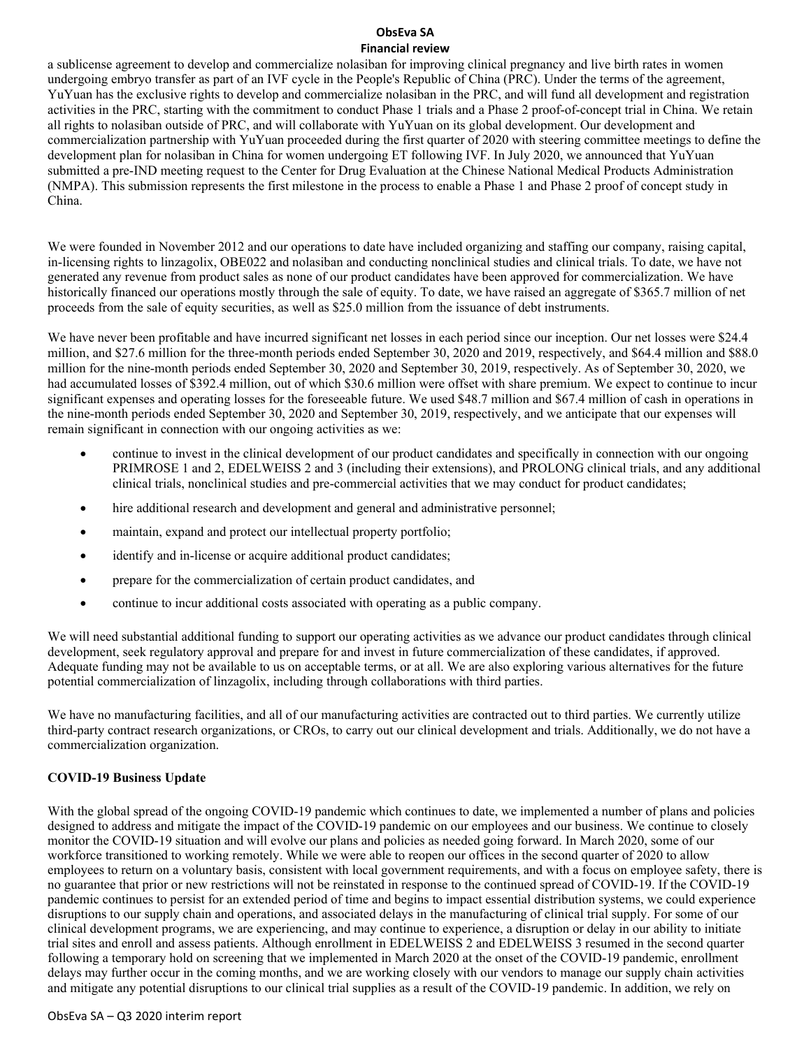a sublicense agreement to develop and commercialize nolasiban for improving clinical pregnancy and live birth rates in women undergoing embryo transfer as part of an IVF cycle in the People's Republic of China (PRC). Under the terms of the agreement, YuYuan has the exclusive rights to develop and commercialize nolasiban in the PRC, and will fund all development and registration activities in the PRC, starting with the commitment to conduct Phase 1 trials and a Phase 2 proof-of-concept trial in China. We retain all rights to nolasiban outside of PRC, and will collaborate with YuYuan on its global development. Our development and commercialization partnership with YuYuan proceeded during the first quarter of 2020 with steering committee meetings to define the development plan for nolasiban in China for women undergoing ET following IVF. In July 2020, we announced that YuYuan submitted a pre-IND meeting request to the Center for Drug Evaluation at the Chinese National Medical Products Administration (NMPA). This submission represents the first milestone in the process to enable a Phase 1 and Phase 2 proof of concept study in China.

We were founded in November 2012 and our operations to date have included organizing and staffing our company, raising capital, in-licensing rights to linzagolix, OBE022 and nolasiban and conducting nonclinical studies and clinical trials. To date, we have not generated any revenue from product sales as none of our product candidates have been approved for commercialization. We have historically financed our operations mostly through the sale of equity. To date, we have raised an aggregate of $365.7 million of net proceeds from the sale of equity securities, as well as $25.0 million from the issuance of debt instruments.

We have never been profitable and have incurred significant net losses in each period since our inception. Our net losses were $24.4 million, and $27.6 million for the three-month periods ended September 30, 2020 and 2019, respectively, and $64.4 million and $88.0 million for the nine-month periods ended September 30, 2020 and September 30, 2019, respectively. As of September 30, 2020, we had accumulated losses of $392.4 million, out of which $30.6 million were offset with share premium. We expect to continue to incur significant expenses and operating losses for the foreseeable future. We used $48.7 million and $67.4 million of cash in operations in the nine-month periods ended September 30, 2020 and September 30, 2019, respectively, and we anticipate that our expenses will remain significant in connection with our ongoing activities as we:

- continue to invest in the clinical development of our product candidates and specifically in connection with our ongoing PRIMROSE 1 and 2, EDELWEISS 2 and 3 (including their extensions), and PROLONG clinical trials, and any additional clinical trials, nonclinical studies and pre-commercial activities that we may conduct for product candidates;
- hire additional research and development and general and administrative personnel;
- maintain, expand and protect our intellectual property portfolio;
- identify and in-license or acquire additional product candidates;
- prepare for the commercialization of certain product candidates, and
- continue to incur additional costs associated with operating as a public company.

We will need substantial additional funding to support our operating activities as we advance our product candidates through clinical development, seek regulatory approval and prepare for and invest in future commercialization of these candidates, if approved. Adequate funding may not be available to us on acceptable terms, or at all. We are also exploring various alternatives for the future potential commercialization of linzagolix, including through collaborations with third parties.

We have no manufacturing facilities, and all of our manufacturing activities are contracted out to third parties. We currently utilize third-party contract research organizations, or CROs, to carry out our clinical development and trials. Additionally, we do not have a commercialization organization.

**COVID-19 Business Update**

With the global spread of the ongoing COVID-19 pandemic which continues to date, we implemented a number of plans and policies designed to address and mitigate the impact of the COVID-19 pandemic on our employees and our business. We continue to closely monitor the COVID-19 situation and will evolve our plans and policies as needed going forward. In March 2020, some of our workforce transitioned to working remotely. While we were able to reopen our offices in the second quarter of 2020 to allow employees to return on a voluntary basis, consistent with local government requirements, and with a focus on employee safety, there is no guarantee that prior or new restrictions will not be reinstated in response to the continued spread of COVID-19. If the COVID-19 pandemic continues to persist for an extended period of time and begins to impact essential distribution systems, we could experience disruptions to our supply chain and operations, and associated delays in the manufacturing of clinical trial supply. For some of our clinical development programs, we are experiencing, and may continue to experience, a disruption or delay in our ability to initiate trial sites and enroll and assess patients. Although enrollment in EDELWEISS 2 and EDELWEISS 3 resumed in the second quarter following a temporary hold on screening that we implemented in March 2020 at the onset of the COVID-19 pandemic, enrollment delays may further occur in the coming months, and we are working closely with our vendors to manage our supply chain activities and mitigate any potential disruptions to our clinical trial supplies as a result of the COVID-19 pandemic. In addition, we rely on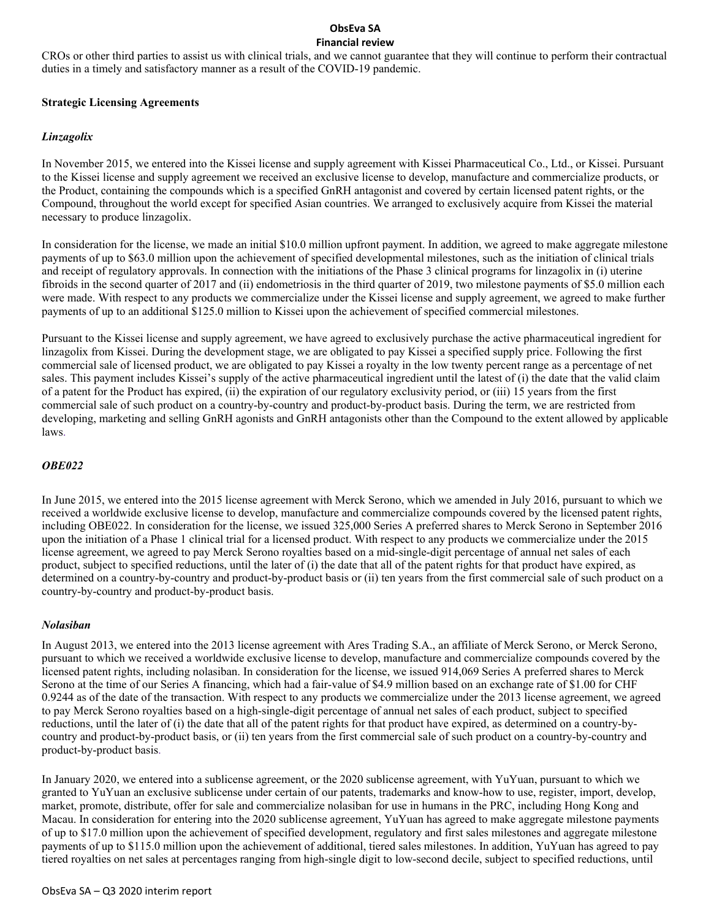CROs or other third parties to assist us with clinical trials, and we cannot guarantee that they will continue to perform their contractual duties in a timely and satisfactory manner as a result of the COVID-19 pandemic.

**Strategic Licensing Agreements**

***Linzagolix***

In November 2015, we entered into the Kissei license and supply agreement with Kissei Pharmaceutical Co., Ltd., or Kissei. Pursuant to the Kissei license and supply agreement we received an exclusive license to develop, manufacture and commercialize products, or the Product, containing the compounds which is a specified GnRH antagonist and covered by certain licensed patent rights, or the Compound, throughout the world except for specified Asian countries. We arranged to exclusively acquire from Kissei the material necessary to produce linzagolix.

In consideration for the license, we made an initial $10.0 million upfront payment. In addition, we agreed to make aggregate milestone payments of up to $63.0 million upon the achievement of specified developmental milestones, such as the initiation of clinical trials and receipt of regulatory approvals. In connection with the initiations of the Phase 3 clinical programs for linzagolix in (i) uterine fibroids in the second quarter of 2017 and (ii) endometriosis in the third quarter of 2019, two milestone payments of $5.0 million each were made. With respect to any products we commercialize under the Kissei license and supply agreement, we agreed to make further payments of up to an additional $125.0 million to Kissei upon the achievement of specified commercial milestones.

Pursuant to the Kissei license and supply agreement, we have agreed to exclusively purchase the active pharmaceutical ingredient for linzagolix from Kissei. During the development stage, we are obligated to pay Kissei a specified supply price. Following the first commercial sale of licensed product, we are obligated to pay Kissei a royalty in the low twenty percent range as a percentage of net sales. This payment includes Kissei's supply of the active pharmaceutical ingredient until the latest of (i) the date that the valid claim of a patent for the Product has expired, (ii) the expiration of our regulatory exclusivity period, or (iii) 15 years from the first commercial sale of such product on a country-by-country and product-by-product basis. During the term, we are restricted from developing, marketing and selling GnRH agonists and GnRH antagonists other than the Compound to the extent allowed by applicable laws.

***OBE022***

In June 2015, we entered into the 2015 license agreement with Merck Serono, which we amended in July 2016, pursuant to which we received a worldwide exclusive license to develop, manufacture and commercialize compounds covered by the licensed patent rights, including OBE022. In consideration for the license, we issued 325,000 Series A preferred shares to Merck Serono in September 2016 upon the initiation of a Phase 1 clinical trial for a licensed product. With respect to any products we commercialize under the 2015 license agreement, we agreed to pay Merck Serono royalties based on a mid-single-digit percentage of annual net sales of each product, subject to specified reductions, until the later of (i) the date that all of the patent rights for that product have expired, as determined on a country-by-country and product-by-product basis or (ii) ten years from the first commercial sale of such product on a country-by-country and product-by-product basis.

***Nolasiban***

In August 2013, we entered into the 2013 license agreement with Ares Trading S.A., an affiliate of Merck Serono, or Merck Serono, pursuant to which we received a worldwide exclusive license to develop, manufacture and commercialize compounds covered by the licensed patent rights, including nolasiban. In consideration for the license, we issued 914,069 Series A preferred shares to Merck Serono at the time of our Series A financing, which had a fair-value of $4.9 million based on an exchange rate of $1.00 for CHF 0.9244 as of the date of the transaction. With respect to any products we commercialize under the 2013 license agreement, we agreed to pay Merck Serono royalties based on a high-single-digit percentage of annual net sales of each product, subject to specified reductions, until the later of (i) the date that all of the patent rights for that product have expired, as determined on a country-by-country and product-by-product basis, or (ii) ten years from the first commercial sale of such product on a country-by-country and product-by-product basis.

In January 2020, we entered into a sublicense agreement, or the 2020 sublicense agreement, with YuYuan, pursuant to which we granted to YuYuan an exclusive sublicense under certain of our patents, trademarks and know-how to use, register, import, develop, market, promote, distribute, offer for sale and commercialize nolasiban for use in humans in the PRC, including Hong Kong and Macau. In consideration for entering into the 2020 sublicense agreement, YuYuan has agreed to make aggregate milestone payments of up to $17.0 million upon the achievement of specified development, regulatory and first sales milestones and aggregate milestone payments of up to $115.0 million upon the achievement of additional, tiered sales milestones. In addition, YuYuan has agreed to pay tiered royalties on net sales at percentages ranging from high-single digit to low-second decile, subject to specified reductions, until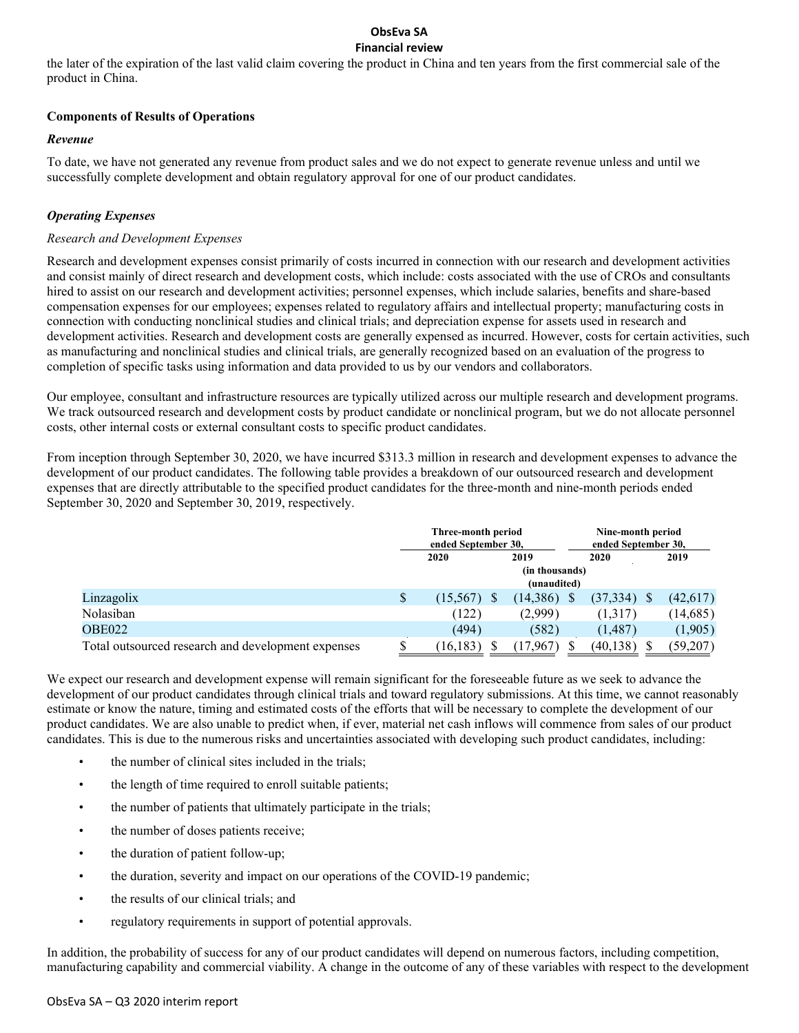the later of the expiration of the last valid claim covering the product in China and ten years from the first commercial sale of the product in China.

### Components of Results of Operations

#### *Revenue*

To date, we have not generated any revenue from product sales and we do not expect to generate revenue unless and until we successfully complete development and obtain regulatory approval for one of our product candidates.

#### *Operating Expenses*

*Research and Development Expenses*

Research and development expenses consist primarily of costs incurred in connection with our research and development activities and consist mainly of direct research and development costs, which include: costs associated with the use of CROs and consultants hired to assist on our research and development activities; personnel expenses, which include salaries, benefits and share-based compensation expenses for our employees; expenses related to regulatory affairs and intellectual property; manufacturing costs in connection with conducting nonclinical studies and clinical trials; and depreciation expense for assets used in research and development activities. Research and development costs are generally expensed as incurred. However, costs for certain activities, such as manufacturing and nonclinical studies and clinical trials, are generally recognized based on an evaluation of the progress to completion of specific tasks using information and data provided to us by our vendors and collaborators.

Our employee, consultant and infrastructure resources are typically utilized across our multiple research and development programs. We track outsourced research and development costs by product candidate or nonclinical program, but we do not allocate personnel costs, other internal costs or external consultant costs to specific product candidates.

From inception through September 30, 2020, we have incurred $313.3 million in research and development expenses to advance the development of our product candidates. The following table provides a breakdown of our outsourced research and development expenses that are directly attributable to the specified product candidates for the three-month and nine-month periods ended September 30, 2020 and September 30, 2019, respectively.

| | Three-month period ended September 30, | | Nine-month period ended September 30, | |
|---|---|---|---|---|
| | 2020 | 2019 | 2020 | 2019 |
| | (in thousands) (unaudited) | | | |
| Linzagolix | $ (15,567) | $ (14,386) | $ (37,334) | $ (42,617) |
| Nolasiban | (122) | (2,999) | (1,317) | (14,685) |
| OBE022 | (494) | (582) | (1,487) | (1,905) |
| Total outsourced research and development expenses | $ (16,183) | $ (17,967) | $ (40,138) | $ (59,207) |

We expect our research and development expense will remain significant for the foreseeable future as we seek to advance the development of our product candidates through clinical trials and toward regulatory submissions. At this time, we cannot reasonably estimate or know the nature, timing and estimated costs of the efforts that will be necessary to complete the development of our product candidates. We are also unable to predict when, if ever, material net cash inflows will commence from sales of our product candidates. This is due to the numerous risks and uncertainties associated with developing such product candidates, including:

- the number of clinical sites included in the trials;
- the length of time required to enroll suitable patients;
- the number of patients that ultimately participate in the trials;
- the number of doses patients receive;
- the duration of patient follow-up;
- the duration, severity and impact on our operations of the COVID-19 pandemic;
- the results of our clinical trials; and
- regulatory requirements in support of potential approvals.

In addition, the probability of success for any of our product candidates will depend on numerous factors, including competition, manufacturing capability and commercial viability. A change in the outcome of any of these variables with respect to the development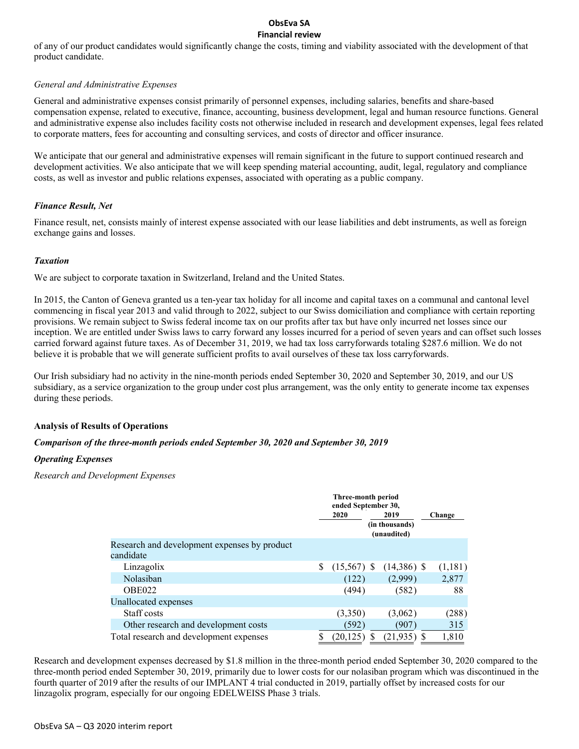of any of our product candidates would significantly change the costs, timing and viability associated with the development of that product candidate.

*General and Administrative Expenses*

General and administrative expenses consist primarily of personnel expenses, including salaries, benefits and share-based compensation expense, related to executive, finance, accounting, business development, legal and human resource functions. General and administrative expense also includes facility costs not otherwise included in research and development expenses, legal fees related to corporate matters, fees for accounting and consulting services, and costs of director and officer insurance.

We anticipate that our general and administrative expenses will remain significant in the future to support continued research and development activities. We also anticipate that we will keep spending material accounting, audit, legal, regulatory and compliance costs, as well as investor and public relations expenses, associated with operating as a public company.

***Finance Result, Net***

Finance result, net, consists mainly of interest expense associated with our lease liabilities and debt instruments, as well as foreign exchange gains and losses.

***Taxation***

We are subject to corporate taxation in Switzerland, Ireland and the United States.

In 2015, the Canton of Geneva granted us a ten-year tax holiday for all income and capital taxes on a communal and cantonal level commencing in fiscal year 2013 and valid through to 2022, subject to our Swiss domiciliation and compliance with certain reporting provisions. We remain subject to Swiss federal income tax on our profits after tax but have only incurred net losses since our inception. We are entitled under Swiss laws to carry forward any losses incurred for a period of seven years and can offset such losses carried forward against future taxes. As of December 31, 2019, we had tax loss carryforwards totaling $287.6 million. We do not believe it is probable that we will generate sufficient profits to avail ourselves of these tax loss carryforwards.

Our Irish subsidiary had no activity in the nine-month periods ended September 30, 2020 and September 30, 2019, and our US subsidiary, as a service organization to the group under cost plus arrangement, was the only entity to generate income tax expenses during these periods.

**Analysis of Results of Operations**

***Comparison of the three-month periods ended September 30, 2020 and September 30, 2019***

***Operating Expenses***

*Research and Development Expenses*

| | Three-month period ended September 30, 2020 | Three-month period ended September 30, 2019 | Change |
|---|---|---|---|
| | (in thousands) (unaudited) | | |
| Research and development expenses by product candidate | | | |
| Linzagolix | $ (15,567) | $ (14,386) | $ (1,181) |
| Nolasiban | (122) | (2,999) | 2,877 |
| OBE022 | (494) | (582) | 88 |
| Unallocated expenses | | | |
| Staff costs | (3,350) | (3,062) | (288) |
| Other research and development costs | (592) | (907) | 315 |
| Total research and development expenses | $ (20,125) | $ (21,935) | $ 1,810 |

Research and development expenses decreased by $1.8 million in the three-month period ended September 30, 2020 compared to the three-month period ended September 30, 2019, primarily due to lower costs for our nolasiban program which was discontinued in the fourth quarter of 2019 after the results of our IMPLANT 4 trial conducted in 2019, partially offset by increased costs for our linzagolix program, especially for our ongoing EDELWEISS Phase 3 trials.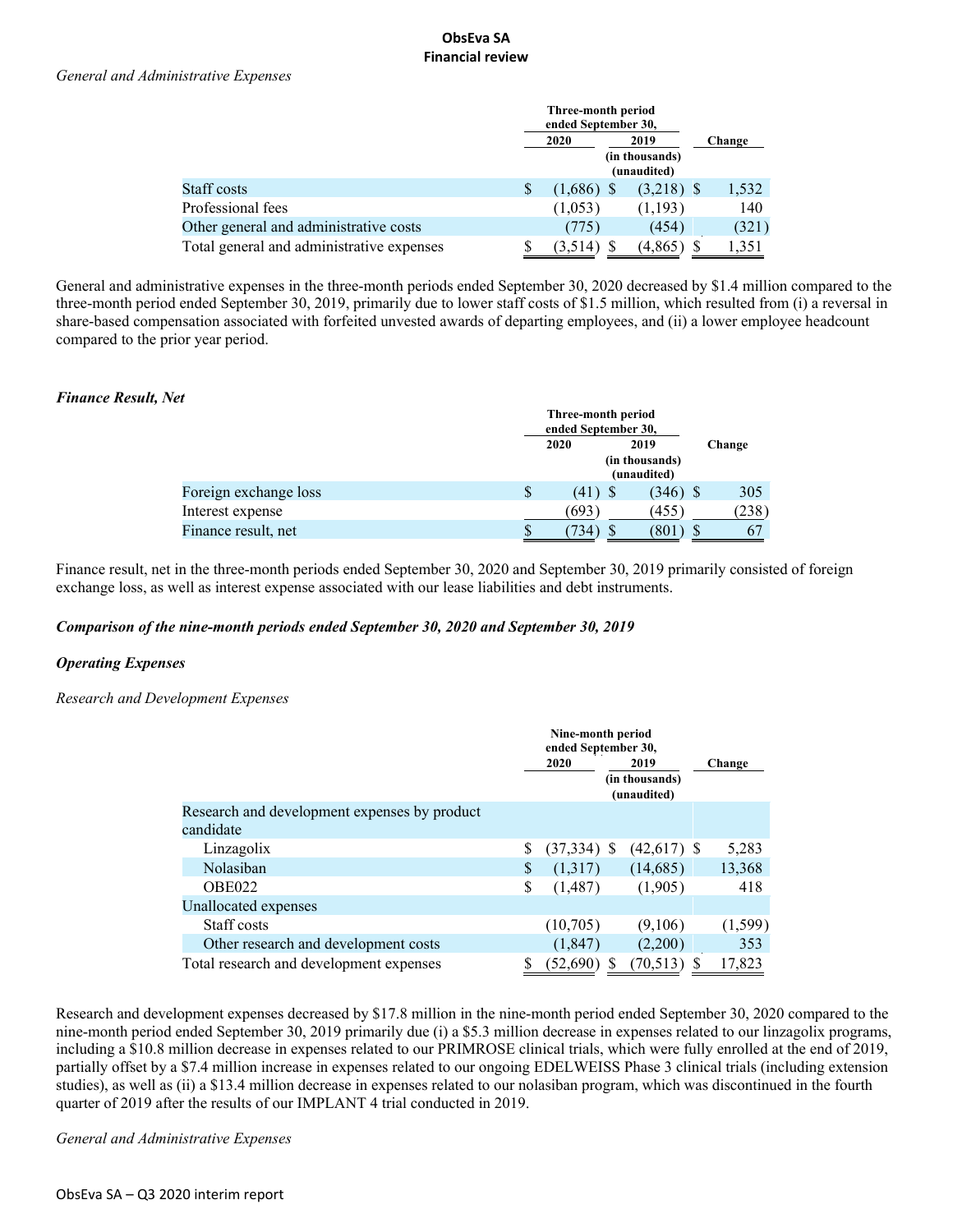**ObsEva SA**
**Financial review**

*General and Administrative Expenses*

| | Three-month period ended September 30, 2020 | 2019 | Change |
|---|---|---|---|
| | (in thousands) (unaudited) | | |
| Staff costs | $ (1,686) | $ (3,218) | $ 1,532 |
| Professional fees | (1,053) | (1,193) | 140 |
| Other general and administrative costs | (775) | (454) | (321) |
| Total general and administrative expenses | $ (3,514) | $ (4,865) | $ 1,351 |

General and administrative expenses in the three-month periods ended September 30, 2020 decreased by $1.4 million compared to the three-month period ended September 30, 2019, primarily due to lower staff costs of $1.5 million, which resulted from (i) a reversal in share-based compensation associated with forfeited unvested awards of departing employees, and (ii) a lower employee headcount compared to the prior year period.

***Finance Result, Net***

| | Three-month period ended September 30, 2020 | 2019 | Change |
|---|---|---|---|
| | (in thousands) (unaudited) | | |
| Foreign exchange loss | $ (41) | $ (346) | $ 305 |
| Interest expense | (693) | (455) | (238) |
| Finance result, net | $ (734) | $ (801) | $ 67 |

Finance result, net in the three-month periods ended September 30, 2020 and September 30, 2019 primarily consisted of foreign exchange loss, as well as interest expense associated with our lease liabilities and debt instruments.

***Comparison of the nine-month periods ended September 30, 2020 and September 30, 2019***

***Operating Expenses***

*Research and Development Expenses*

| | Nine-month period ended September 30, 2020 | 2019 | Change |
|---|---|---|---|
| | (in thousands) (unaudited) | | |
| Research and development expenses by product candidate | | | |
| Linzagolix | $ (37,334) | $ (42,617) | $ 5,283 |
| Nolasiban | $ (1,317) | (14,685) | 13,368 |
| OBE022 | $ (1,487) | (1,905) | 418 |
| Unallocated expenses | | | |
| Staff costs | (10,705) | (9,106) | (1,599) |
| Other research and development costs | (1,847) | (2,200) | 353 |
| Total research and development expenses | $ (52,690) | $ (70,513) | $ 17,823 |

Research and development expenses decreased by $17.8 million in the nine-month period ended September 30, 2020 compared to the nine-month period ended September 30, 2019 primarily due (i) a $5.3 million decrease in expenses related to our linzagolix programs, including a $10.8 million decrease in expenses related to our PRIMROSE clinical trials, which were fully enrolled at the end of 2019, partially offset by a $7.4 million increase in expenses related to our ongoing EDELWEISS Phase 3 clinical trials (including extension studies), as well as (ii) a $13.4 million decrease in expenses related to our nolasiban program, which was discontinued in the fourth quarter of 2019 after the results of our IMPLANT 4 trial conducted in 2019.

*General and Administrative Expenses*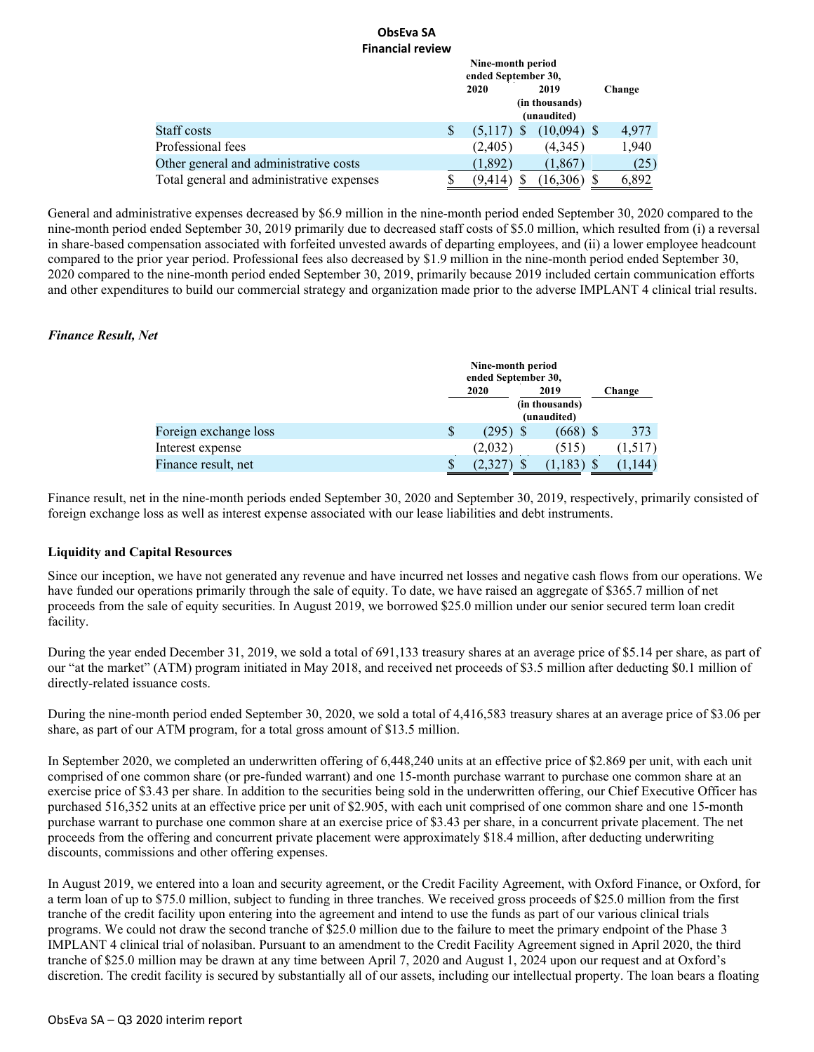**ObsEva SA**
**Financial review**

| | Nine-month period ended September 30, 2020 | Nine-month period ended September 30, 2019 | Change |
|---|---|---|---|
| | (in thousands) (unaudited) | | |
| Staff costs | $ (5,117) | $ (10,094) | $ 4,977 |
| Professional fees | (2,405) | (4,345) | 1,940 |
| Other general and administrative costs | (1,892) | (1,867) | (25) |
| Total general and administrative expenses | $ (9,414) | $ (16,306) | $ 6,892 |

General and administrative expenses decreased by $6.9 million in the nine-month period ended September 30, 2020 compared to the nine-month period ended September 30, 2019 primarily due to decreased staff costs of $5.0 million, which resulted from (i) a reversal in share-based compensation associated with forfeited unvested awards of departing employees, and (ii) a lower employee headcount compared to the prior year period. Professional fees also decreased by $1.9 million in the nine-month period ended September 30, 2020 compared to the nine-month period ended September 30, 2019, primarily because 2019 included certain communication efforts and other expenditures to build our commercial strategy and organization made prior to the adverse IMPLANT 4 clinical trial results.

*Finance Result, Net*

| | Nine-month period ended September 30, 2020 | Nine-month period ended September 30, 2019 | Change |
|---|---|---|---|
| | (in thousands) (unaudited) | | |
| Foreign exchange loss | $ (295) | $ (668) | $ 373 |
| Interest expense | (2,032) | (515) | (1,517) |
| Finance result, net | $ (2,327) | $ (1,183) | $ (1,144) |

Finance result, net in the nine-month periods ended September 30, 2020 and September 30, 2019, respectively, primarily consisted of foreign exchange loss as well as interest expense associated with our lease liabilities and debt instruments.

**Liquidity and Capital Resources**

Since our inception, we have not generated any revenue and have incurred net losses and negative cash flows from our operations. We have funded our operations primarily through the sale of equity. To date, we have raised an aggregate of $365.7 million of net proceeds from the sale of equity securities. In August 2019, we borrowed $25.0 million under our senior secured term loan credit facility.

During the year ended December 31, 2019, we sold a total of 691,133 treasury shares at an average price of $5.14 per share, as part of our "at the market" (ATM) program initiated in May 2018, and received net proceeds of $3.5 million after deducting $0.1 million of directly-related issuance costs.

During the nine-month period ended September 30, 2020, we sold a total of 4,416,583 treasury shares at an average price of $3.06 per share, as part of our ATM program, for a total gross amount of $13.5 million.

In September 2020, we completed an underwritten offering of 6,448,240 units at an effective price of $2.869 per unit, with each unit comprised of one common share (or pre-funded warrant) and one 15-month purchase warrant to purchase one common share at an exercise price of $3.43 per share. In addition to the securities being sold in the underwritten offering, our Chief Executive Officer has purchased 516,352 units at an effective price per unit of $2.905, with each unit comprised of one common share and one 15-month purchase warrant to purchase one common share at an exercise price of $3.43 per share, in a concurrent private placement. The net proceeds from the offering and concurrent private placement were approximately $18.4 million, after deducting underwriting discounts, commissions and other offering expenses.

In August 2019, we entered into a loan and security agreement, or the Credit Facility Agreement, with Oxford Finance, or Oxford, for a term loan of up to $75.0 million, subject to funding in three tranches. We received gross proceeds of $25.0 million from the first tranche of the credit facility upon entering into the agreement and intend to use the funds as part of our various clinical trials programs. We could not draw the second tranche of $25.0 million due to the failure to meet the primary endpoint of the Phase 3 IMPLANT 4 clinical trial of nolasiban. Pursuant to an amendment to the Credit Facility Agreement signed in April 2020, the third tranche of $25.0 million may be drawn at any time between April 7, 2020 and August 1, 2024 upon our request and at Oxford's discretion. The credit facility is secured by substantially all of our assets, including our intellectual property. The loan bears a floating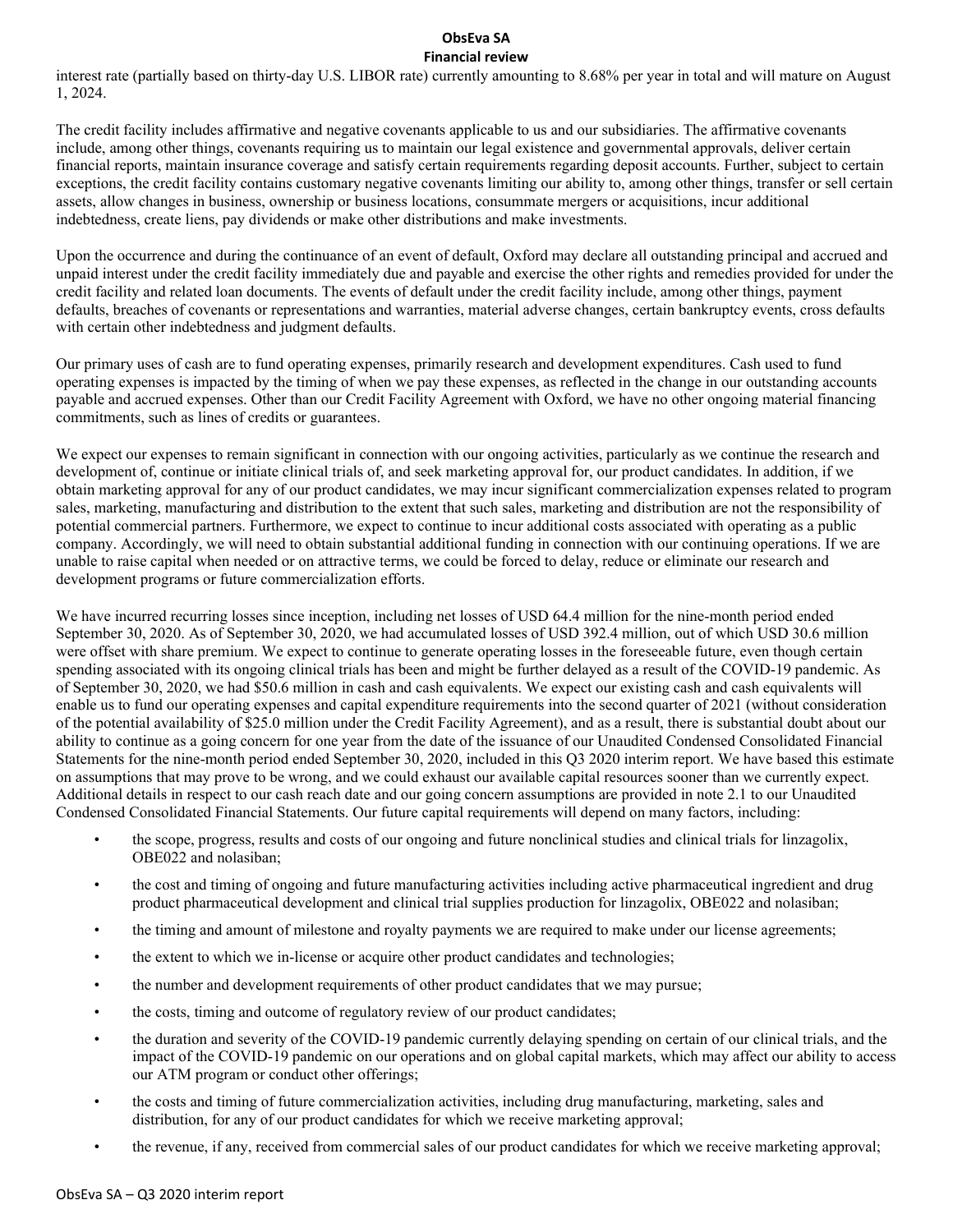interest rate (partially based on thirty-day U.S. LIBOR rate) currently amounting to 8.68% per year in total and will mature on August 1, 2024.

The credit facility includes affirmative and negative covenants applicable to us and our subsidiaries. The affirmative covenants include, among other things, covenants requiring us to maintain our legal existence and governmental approvals, deliver certain financial reports, maintain insurance coverage and satisfy certain requirements regarding deposit accounts. Further, subject to certain exceptions, the credit facility contains customary negative covenants limiting our ability to, among other things, transfer or sell certain assets, allow changes in business, ownership or business locations, consummate mergers or acquisitions, incur additional indebtedness, create liens, pay dividends or make other distributions and make investments.

Upon the occurrence and during the continuance of an event of default, Oxford may declare all outstanding principal and accrued and unpaid interest under the credit facility immediately due and payable and exercise the other rights and remedies provided for under the credit facility and related loan documents. The events of default under the credit facility include, among other things, payment defaults, breaches of covenants or representations and warranties, material adverse changes, certain bankruptcy events, cross defaults with certain other indebtedness and judgment defaults.

Our primary uses of cash are to fund operating expenses, primarily research and development expenditures. Cash used to fund operating expenses is impacted by the timing of when we pay these expenses, as reflected in the change in our outstanding accounts payable and accrued expenses. Other than our Credit Facility Agreement with Oxford, we have no other ongoing material financing commitments, such as lines of credits or guarantees.

We expect our expenses to remain significant in connection with our ongoing activities, particularly as we continue the research and development of, continue or initiate clinical trials of, and seek marketing approval for, our product candidates. In addition, if we obtain marketing approval for any of our product candidates, we may incur significant commercialization expenses related to program sales, marketing, manufacturing and distribution to the extent that such sales, marketing and distribution are not the responsibility of potential commercial partners. Furthermore, we expect to continue to incur additional costs associated with operating as a public company. Accordingly, we will need to obtain substantial additional funding in connection with our continuing operations. If we are unable to raise capital when needed or on attractive terms, we could be forced to delay, reduce or eliminate our research and development programs or future commercialization efforts.

We have incurred recurring losses since inception, including net losses of USD 64.4 million for the nine-month period ended September 30, 2020. As of September 30, 2020, we had accumulated losses of USD 392.4 million, out of which USD 30.6 million were offset with share premium. We expect to continue to generate operating losses in the foreseeable future, even though certain spending associated with its ongoing clinical trials has been and might be further delayed as a result of the COVID-19 pandemic. As of September 30, 2020, we had $50.6 million in cash and cash equivalents. We expect our existing cash and cash equivalents will enable us to fund our operating expenses and capital expenditure requirements into the second quarter of 2021 (without consideration of the potential availability of $25.0 million under the Credit Facility Agreement), and as a result, there is substantial doubt about our ability to continue as a going concern for one year from the date of the issuance of our Unaudited Condensed Consolidated Financial Statements for the nine-month period ended September 30, 2020, included in this Q3 2020 interim report. We have based this estimate on assumptions that may prove to be wrong, and we could exhaust our available capital resources sooner than we currently expect. Additional details in respect to our cash reach date and our going concern assumptions are provided in note 2.1 to our Unaudited Condensed Consolidated Financial Statements. Our future capital requirements will depend on many factors, including:

- the scope, progress, results and costs of our ongoing and future nonclinical studies and clinical trials for linzagolix, OBE022 and nolasiban;
- the cost and timing of ongoing and future manufacturing activities including active pharmaceutical ingredient and drug product pharmaceutical development and clinical trial supplies production for linzagolix, OBE022 and nolasiban;
- the timing and amount of milestone and royalty payments we are required to make under our license agreements;
- the extent to which we in-license or acquire other product candidates and technologies;
- the number and development requirements of other product candidates that we may pursue;
- the costs, timing and outcome of regulatory review of our product candidates;
- the duration and severity of the COVID-19 pandemic currently delaying spending on certain of our clinical trials, and the impact of the COVID-19 pandemic on our operations and on global capital markets, which may affect our ability to access our ATM program or conduct other offerings;
- the costs and timing of future commercialization activities, including drug manufacturing, marketing, sales and distribution, for any of our product candidates for which we receive marketing approval;
- the revenue, if any, received from commercial sales of our product candidates for which we receive marketing approval;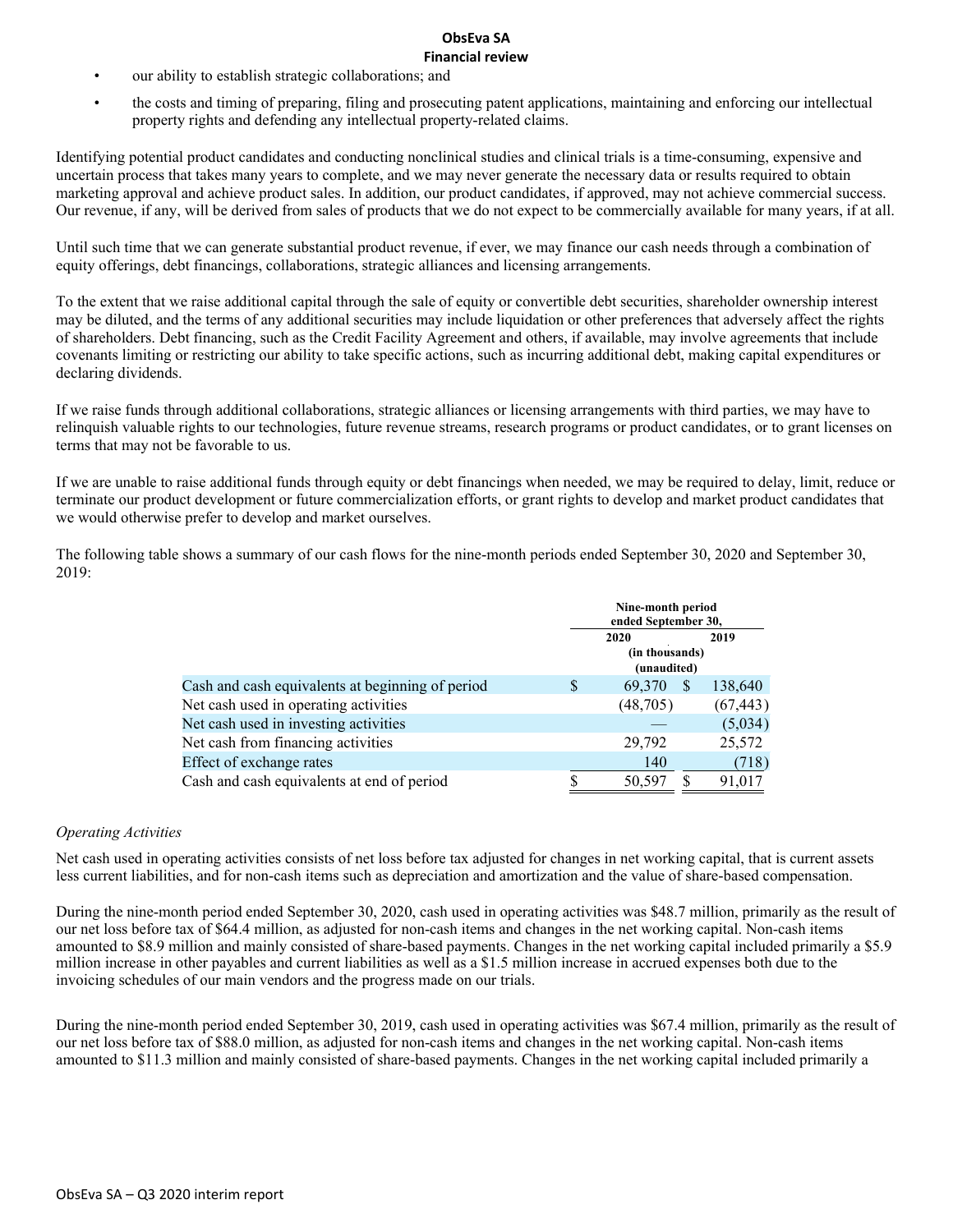- our ability to establish strategic collaborations; and
- the costs and timing of preparing, filing and prosecuting patent applications, maintaining and enforcing our intellectual property rights and defending any intellectual property-related claims.

Identifying potential product candidates and conducting nonclinical studies and clinical trials is a time-consuming, expensive and uncertain process that takes many years to complete, and we may never generate the necessary data or results required to obtain marketing approval and achieve product sales. In addition, our product candidates, if approved, may not achieve commercial success. Our revenue, if any, will be derived from sales of products that we do not expect to be commercially available for many years, if at all.

Until such time that we can generate substantial product revenue, if ever, we may finance our cash needs through a combination of equity offerings, debt financings, collaborations, strategic alliances and licensing arrangements.

To the extent that we raise additional capital through the sale of equity or convertible debt securities, shareholder ownership interest may be diluted, and the terms of any additional securities may include liquidation or other preferences that adversely affect the rights of shareholders. Debt financing, such as the Credit Facility Agreement and others, if available, may involve agreements that include covenants limiting or restricting our ability to take specific actions, such as incurring additional debt, making capital expenditures or declaring dividends.

If we raise funds through additional collaborations, strategic alliances or licensing arrangements with third parties, we may have to relinquish valuable rights to our technologies, future revenue streams, research programs or product candidates, or to grant licenses on terms that may not be favorable to us.

If we are unable to raise additional funds through equity or debt financings when needed, we may be required to delay, limit, reduce or terminate our product development or future commercialization efforts, or grant rights to develop and market product candidates that we would otherwise prefer to develop and market ourselves.

The following table shows a summary of our cash flows for the nine-month periods ended September 30, 2020 and September 30, 2019:

| | Nine-month period ended September 30, | |
|---|---|---|
| | 2020 | 2019 |
| | (in thousands) (unaudited) | |
| Cash and cash equivalents at beginning of period | $ 69,370 | $ 138,640 |
| Net cash used in operating activities | (48,705) | (67,443) |
| Net cash used in investing activities | — | (5,034) |
| Net cash from financing activities | 29,792 | 25,572 |
| Effect of exchange rates | 140 | (718) |
| Cash and cash equivalents at end of period | $ 50,597 | $ 91,017 |

*Operating Activities*

Net cash used in operating activities consists of net loss before tax adjusted for changes in net working capital, that is current assets less current liabilities, and for non-cash items such as depreciation and amortization and the value of share-based compensation.

During the nine-month period ended September 30, 2020, cash used in operating activities was $48.7 million, primarily as the result of our net loss before tax of $64.4 million, as adjusted for non-cash items and changes in the net working capital. Non-cash items amounted to $8.9 million and mainly consisted of share-based payments. Changes in the net working capital included primarily a $5.9 million increase in other payables and current liabilities as well as a $1.5 million increase in accrued expenses both due to the invoicing schedules of our main vendors and the progress made on our trials.

During the nine-month period ended September 30, 2019, cash used in operating activities was $67.4 million, primarily as the result of our net loss before tax of $88.0 million, as adjusted for non-cash items and changes in the net working capital. Non-cash items amounted to $11.3 million and mainly consisted of share-based payments. Changes in the net working capital included primarily a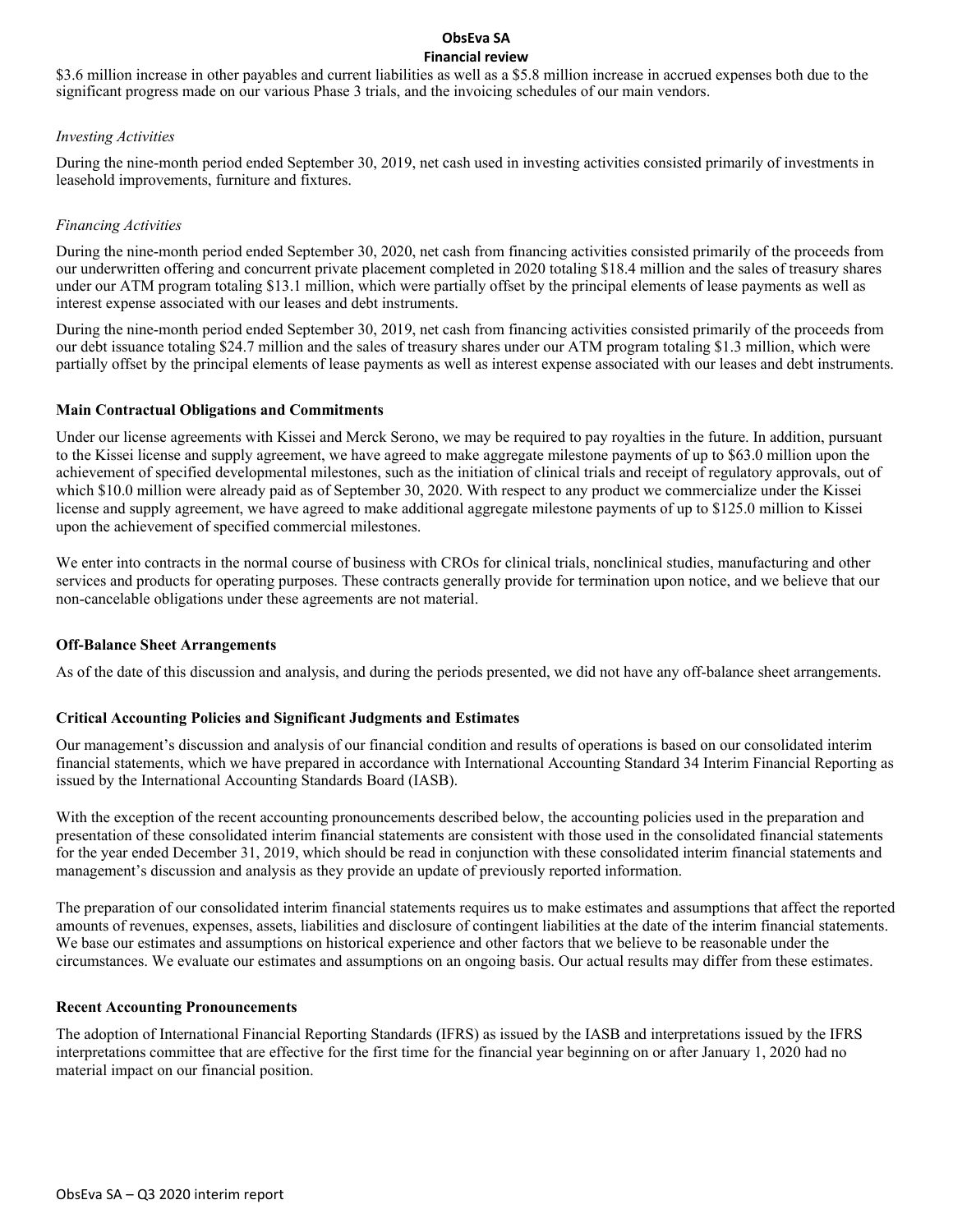$3.6 million increase in other payables and current liabilities as well as a $5.8 million increase in accrued expenses both due to the significant progress made on our various Phase 3 trials, and the invoicing schedules of our main vendors.

*Investing Activities*

During the nine-month period ended September 30, 2019, net cash used in investing activities consisted primarily of investments in leasehold improvements, furniture and fixtures.

*Financing Activities*

During the nine-month period ended September 30, 2020, net cash from financing activities consisted primarily of the proceeds from our underwritten offering and concurrent private placement completed in 2020 totaling $18.4 million and the sales of treasury shares under our ATM program totaling $13.1 million, which were partially offset by the principal elements of lease payments as well as interest expense associated with our leases and debt instruments.

During the nine-month period ended September 30, 2019, net cash from financing activities consisted primarily of the proceeds from our debt issuance totaling $24.7 million and the sales of treasury shares under our ATM program totaling $1.3 million, which were partially offset by the principal elements of lease payments as well as interest expense associated with our leases and debt instruments.

**Main Contractual Obligations and Commitments**

Under our license agreements with Kissei and Merck Serono, we may be required to pay royalties in the future. In addition, pursuant to the Kissei license and supply agreement, we have agreed to make aggregate milestone payments of up to $63.0 million upon the achievement of specified developmental milestones, such as the initiation of clinical trials and receipt of regulatory approvals, out of which $10.0 million were already paid as of September 30, 2020. With respect to any product we commercialize under the Kissei license and supply agreement, we have agreed to make additional aggregate milestone payments of up to $125.0 million to Kissei upon the achievement of specified commercial milestones.

We enter into contracts in the normal course of business with CROs for clinical trials, nonclinical studies, manufacturing and other services and products for operating purposes. These contracts generally provide for termination upon notice, and we believe that our non-cancelable obligations under these agreements are not material.

**Off-Balance Sheet Arrangements**

As of the date of this discussion and analysis, and during the periods presented, we did not have any off-balance sheet arrangements.

**Critical Accounting Policies and Significant Judgments and Estimates**

Our management's discussion and analysis of our financial condition and results of operations is based on our consolidated interim financial statements, which we have prepared in accordance with International Accounting Standard 34 Interim Financial Reporting as issued by the International Accounting Standards Board (IASB).

With the exception of the recent accounting pronouncements described below, the accounting policies used in the preparation and presentation of these consolidated interim financial statements are consistent with those used in the consolidated financial statements for the year ended December 31, 2019, which should be read in conjunction with these consolidated interim financial statements and management's discussion and analysis as they provide an update of previously reported information.

The preparation of our consolidated interim financial statements requires us to make estimates and assumptions that affect the reported amounts of revenues, expenses, assets, liabilities and disclosure of contingent liabilities at the date of the interim financial statements. We base our estimates and assumptions on historical experience and other factors that we believe to be reasonable under the circumstances. We evaluate our estimates and assumptions on an ongoing basis. Our actual results may differ from these estimates.

**Recent Accounting Pronouncements**

The adoption of International Financial Reporting Standards (IFRS) as issued by the IASB and interpretations issued by the IFRS interpretations committee that are effective for the first time for the financial year beginning on or after January 1, 2020 had no material impact on our financial position.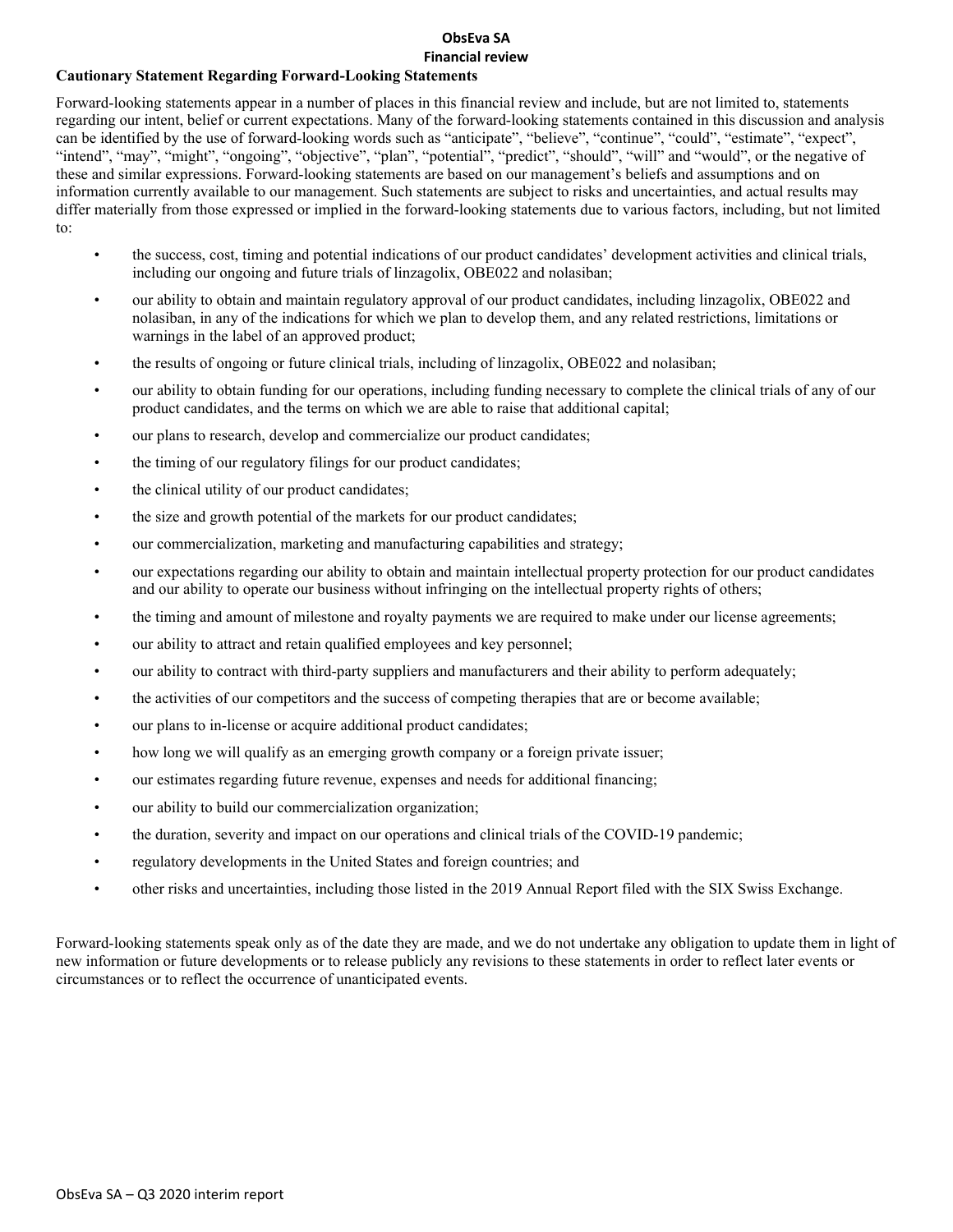**ObsEva SA**

**Financial review**

**Cautionary Statement Regarding Forward-Looking Statements**

Forward-looking statements appear in a number of places in this financial review and include, but are not limited to, statements regarding our intent, belief or current expectations. Many of the forward-looking statements contained in this discussion and analysis can be identified by the use of forward-looking words such as "anticipate", "believe", "continue", "could", "estimate", "expect", "intend", "may", "might", "ongoing", "objective", "plan", "potential", "predict", "should", "will" and "would", or the negative of these and similar expressions. Forward-looking statements are based on our management's beliefs and assumptions and on information currently available to our management. Such statements are subject to risks and uncertainties, and actual results may differ materially from those expressed or implied in the forward-looking statements due to various factors, including, but not limited to:

- the success, cost, timing and potential indications of our product candidates' development activities and clinical trials, including our ongoing and future trials of linzagolix, OBE022 and nolasiban;
- our ability to obtain and maintain regulatory approval of our product candidates, including linzagolix, OBE022 and nolasiban, in any of the indications for which we plan to develop them, and any related restrictions, limitations or warnings in the label of an approved product;
- the results of ongoing or future clinical trials, including of linzagolix, OBE022 and nolasiban;
- our ability to obtain funding for our operations, including funding necessary to complete the clinical trials of any of our product candidates, and the terms on which we are able to raise that additional capital;
- our plans to research, develop and commercialize our product candidates;
- the timing of our regulatory filings for our product candidates;
- the clinical utility of our product candidates;
- the size and growth potential of the markets for our product candidates;
- our commercialization, marketing and manufacturing capabilities and strategy;
- our expectations regarding our ability to obtain and maintain intellectual property protection for our product candidates and our ability to operate our business without infringing on the intellectual property rights of others;
- the timing and amount of milestone and royalty payments we are required to make under our license agreements;
- our ability to attract and retain qualified employees and key personnel;
- our ability to contract with third-party suppliers and manufacturers and their ability to perform adequately;
- the activities of our competitors and the success of competing therapies that are or become available;
- our plans to in-license or acquire additional product candidates;
- how long we will qualify as an emerging growth company or a foreign private issuer;
- our estimates regarding future revenue, expenses and needs for additional financing;
- our ability to build our commercialization organization;
- the duration, severity and impact on our operations and clinical trials of the COVID-19 pandemic;
- regulatory developments in the United States and foreign countries; and
- other risks and uncertainties, including those listed in the 2019 Annual Report filed with the SIX Swiss Exchange.

Forward-looking statements speak only as of the date they are made, and we do not undertake any obligation to update them in light of new information or future developments or to release publicly any revisions to these statements in order to reflect later events or circumstances or to reflect the occurrence of unanticipated events.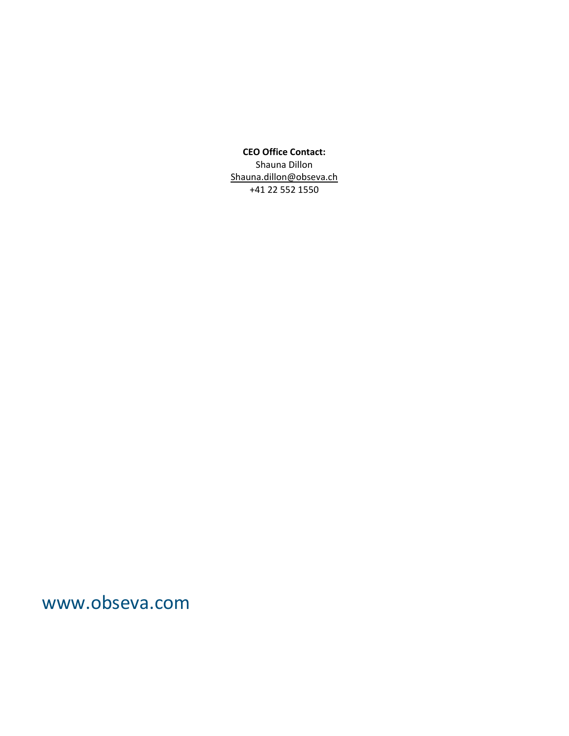**CEO Office Contact:**

Shauna Dillon

Shauna.dillon@obseva.ch

+41 22 552 1550

www.obseva.com